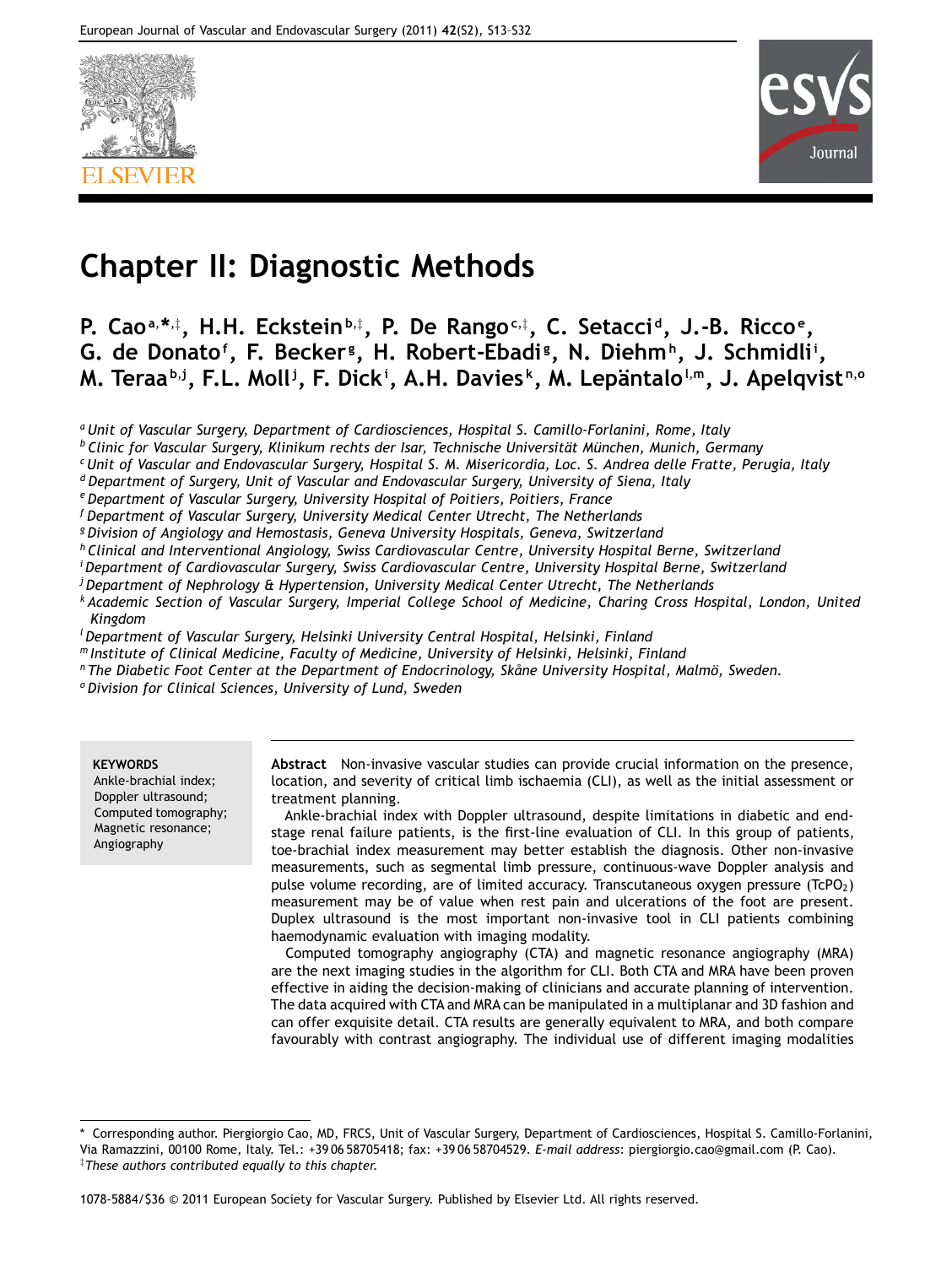# Chapter II: Diagnostic Methods

**P. Cao[a,*,‡], H.H. Eckstein[b,‡], P. De Rango[c,‡], C. Setacci[d], J.-B. Ricco[e], G. de Donato[f], F. Becker[g], H. Robert-Ebadi[g], N. Diehm[h], J. Schmidli[i], M. Teraa[b,j], F.L. Moll[j], F. Dick[i], A.H. Davies[k], M. Lepäntalo[l,m], J. Apelqvist[n,o]**

[a] *Unit of Vascular Surgery, Department of Cardiosciences, Hospital S. Camillo-Forlanini, Rome, Italy*
[b] *Clinic for Vascular Surgery, Klinikum rechts der Isar, Technische Universität München, Munich, Germany*
[c] *Unit of Vascular and Endovascular Surgery, Hospital S. M. Misericordia, Loc. S. Andrea delle Fratte, Perugia, Italy*
[d] *Department of Surgery, Unit of Vascular and Endovascular Surgery, University of Siena, Italy*
[e] *Department of Vascular Surgery, University Hospital of Poitiers, Poitiers, France*
[f] *Department of Vascular Surgery, University Medical Center Utrecht, The Netherlands*
[g] *Division of Angiology and Hemostasis, Geneva University Hospitals, Geneva, Switzerland*
[h] *Clinical and Interventional Angiology, Swiss Cardiovascular Centre, University Hospital Berne, Switzerland*
[i] *Department of Cardiovascular Surgery, Swiss Cardiovascular Centre, University Hospital Berne, Switzerland*
[j] *Department of Nephrology & Hypertension, University Medical Center Utrecht, The Netherlands*
[k] *Academic Section of Vascular Surgery, Imperial College School of Medicine, Charing Cross Hospital, London, United Kingdom*
[l] *Department of Vascular Surgery, Helsinki University Central Hospital, Helsinki, Finland*
[m] *Institute of Clinical Medicine, Faculty of Medicine, University of Helsinki, Helsinki, Finland*
[n] *The Diabetic Foot Center at the Department of Endocrinology, Skåne University Hospital, Malmö, Sweden.*
[o] *Division for Clinical Sciences, University of Lund, Sweden*

**KEYWORDS**
Ankle-brachial index;
Doppler ultrasound;
Computed tomography;
Magnetic resonance;
Angiography

**Abstract** Non-invasive vascular studies can provide crucial information on the presence, location, and severity of critical limb ischaemia (CLI), as well as the initial assessment or treatment planning.

Ankle-brachial index with Doppler ultrasound, despite limitations in diabetic and end-stage renal failure patients, is the first-line evaluation of CLI. In this group of patients, toe-brachial index measurement may better establish the diagnosis. Other non-invasive measurements, such as segmental limb pressure, continuous-wave Doppler analysis and pulse volume recording, are of limited accuracy. Transcutaneous oxygen pressure ($TcPO_2$) measurement may be of value when rest pain and ulcerations of the foot are present. Duplex ultrasound is the most important non-invasive tool in CLI patients combining haemodynamic evaluation with imaging modality.

Computed tomography angiography (CTA) and magnetic resonance angiography (MRA) are the next imaging studies in the algorithm for CLI. Both CTA and MRA have been proven effective in aiding the decision-making of clinicians and accurate planning of intervention. The data acquired with CTA and MRA can be manipulated in a multiplanar and 3D fashion and can offer exquisite detail. CTA results are generally equivalent to MRA, and both compare favourably with contrast angiography. The individual use of different imaging modalities

\* Corresponding author. Piergiorgio Cao, MD, FRCS, Unit of Vascular Surgery, Department of Cardiosciences, Hospital S. Camillo-Forlanini, Via Ramazzini, 00100 Rome, Italy. Tel.: +39 06 58705418; fax: +39 06 58704529. *E-mail address*: piergiorgio.cao@gmail.com (P. Cao).
‡ *These authors contributed equally to this chapter.*

1078-5884/$36 © 2011 European Society for Vascular Surgery. Published by Elsevier Ltd. All rights reserved.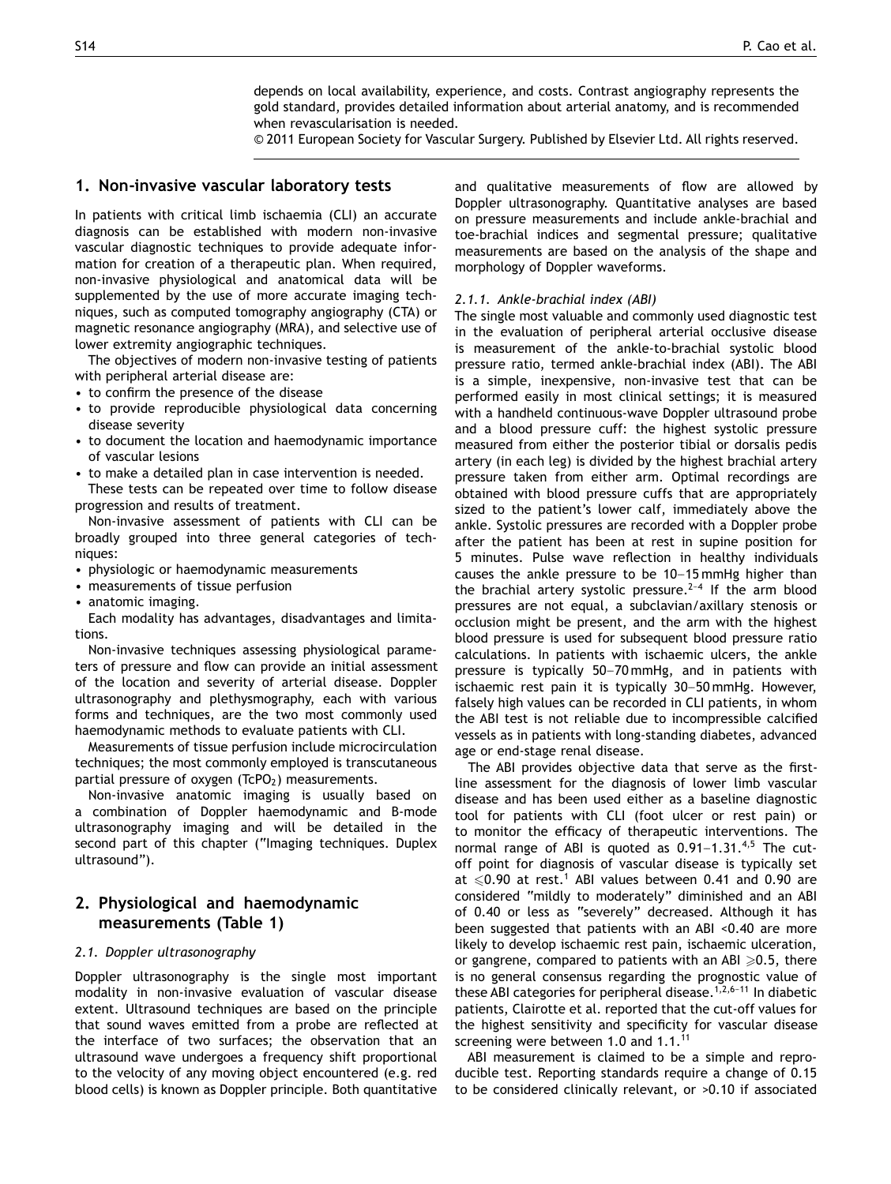depends on local availability, experience, and costs. Contrast angiography represents the gold standard, provides detailed information about arterial anatomy, and is recommended when revascularisation is needed.
© 2011 European Society for Vascular Surgery. Published by Elsevier Ltd. All rights reserved.

## 1. Non-invasive vascular laboratory tests

In patients with critical limb ischaemia (CLI) an accurate diagnosis can be established with modern non-invasive vascular diagnostic techniques to provide adequate information for creation of a therapeutic plan. When required, non-invasive physiological and anatomical data will be supplemented by the use of more accurate imaging techniques, such as computed tomography angiography (CTA) or magnetic resonance angiography (MRA), and selective use of lower extremity angiographic techniques.

The objectives of modern non-invasive testing of patients with peripheral arterial disease are:

- to confirm the presence of the disease
- to provide reproducible physiological data concerning disease severity
- to document the location and haemodynamic importance of vascular lesions
- to make a detailed plan in case intervention is needed.

These tests can be repeated over time to follow disease progression and results of treatment.

Non-invasive assessment of patients with CLI can be broadly grouped into three general categories of techniques:

- physiologic or haemodynamic measurements
- measurements of tissue perfusion
- anatomic imaging.

Each modality has advantages, disadvantages and limitations.

Non-invasive techniques assessing physiological parameters of pressure and flow can provide an initial assessment of the location and severity of arterial disease. Doppler ultrasonography and plethysmography, each with various forms and techniques, are the two most commonly used haemodynamic methods to evaluate patients with CLI.

Measurements of tissue perfusion include microcirculation techniques; the most commonly employed is transcutaneous partial pressure of oxygen ($TcPO_2$) measurements.

Non-invasive anatomic imaging is usually based on a combination of Doppler haemodynamic and B-mode ultrasonography imaging and will be detailed in the second part of this chapter ("Imaging techniques. Duplex ultrasound").

## 2. Physiological and haemodynamic measurements (Table 1)

### *2.1. Doppler ultrasonography*

Doppler ultrasonography is the single most important modality in non-invasive evaluation of vascular disease extent. Ultrasound techniques are based on the principle that sound waves emitted from a probe are reflected at the interface of two surfaces; the observation that an ultrasound wave undergoes a frequency shift proportional to the velocity of any moving object encountered (e.g. red blood cells) is known as Doppler principle. Both quantitative and qualitative measurements of flow are allowed by Doppler ultrasonography. Quantitative analyses are based on pressure measurements and include ankle-brachial and toe-brachial indices and segmental pressure; qualitative measurements are based on the analysis of the shape and morphology of Doppler waveforms.

#### *2.1.1. Ankle-brachial index (ABI)*

The single most valuable and commonly used diagnostic test in the evaluation of peripheral arterial occlusive disease is measurement of the ankle-to-brachial systolic blood pressure ratio, termed ankle-brachial index (ABI). The ABI is a simple, inexpensive, non-invasive test that can be performed easily in most clinical settings; it is measured with a handheld continuous-wave Doppler ultrasound probe and a blood pressure cuff: the highest systolic pressure measured from either the posterior tibial or dorsalis pedis artery (in each leg) is divided by the highest brachial artery pressure taken from either arm. Optimal recordings are obtained with blood pressure cuffs that are appropriately sized to the patient's lower calf, immediately above the ankle. Systolic pressures are recorded with a Doppler probe after the patient has been at rest in supine position for 5 minutes. Pulse wave reflection in healthy individuals causes the ankle pressure to be 10–15 mmHg higher than the brachial artery systolic pressure.[2–4] If the arm blood pressures are not equal, a subclavian/axillary stenosis or occlusion might be present, and the arm with the highest blood pressure is used for subsequent blood pressure ratio calculations. In patients with ischaemic ulcers, the ankle pressure is typically 50–70 mmHg, and in patients with ischaemic rest pain it is typically 30–50 mmHg. However, falsely high values can be recorded in CLI patients, in whom the ABI test is not reliable due to incompressible calcified vessels as in patients with long-standing diabetes, advanced age or end-stage renal disease.

The ABI provides objective data that serve as the first-line assessment for the diagnosis of lower limb vascular disease and has been used either as a baseline diagnostic tool for patients with CLI (foot ulcer or rest pain) or to monitor the efficacy of therapeutic interventions. The normal range of ABI is quoted as 0.91–1.31.[4,5] The cut-off point for diagnosis of vascular disease is typically set at $\leqslant$0.90 at rest.[1] ABI values between 0.41 and 0.90 are considered "mildly to moderately" diminished and an ABI of 0.40 or less as "severely" decreased. Although it has been suggested that patients with an ABI <0.40 are more likely to develop ischaemic rest pain, ischaemic ulceration, or gangrene, compared to patients with an ABI $\geqslant$0.5, there is no general consensus regarding the prognostic value of these ABI categories for peripheral disease.[1,2,6–11] In diabetic patients, Clairotte et al. reported that the cut-off values for the highest sensitivity and specificity for vascular disease screening were between 1.0 and 1.1.[11]

ABI measurement is claimed to be a simple and reproducible test. Reporting standards require a change of 0.15 to be considered clinically relevant, or >0.10 if associated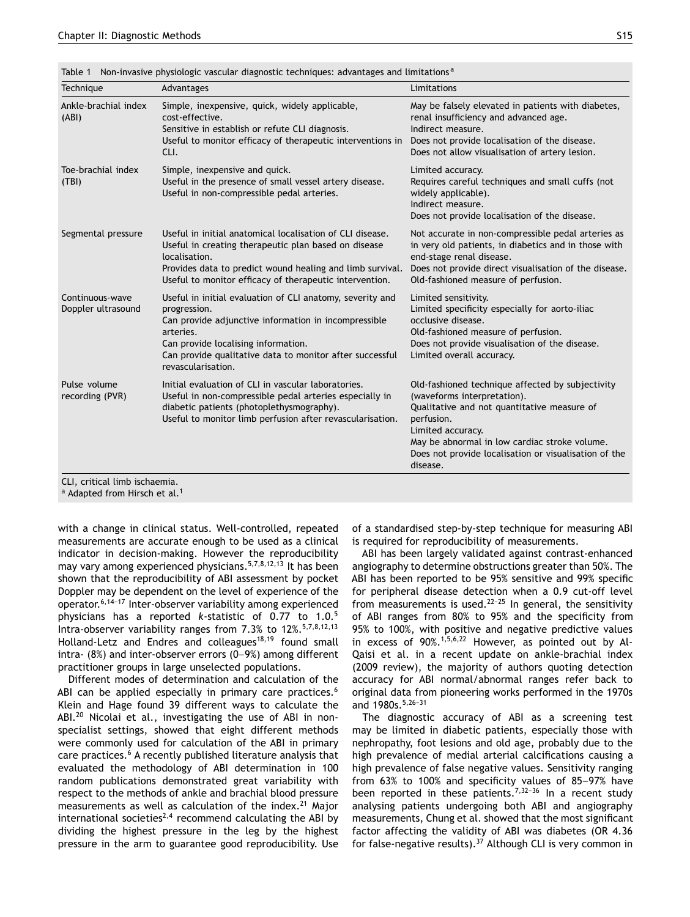Table 1 Non-invasive physiologic vascular diagnostic techniques: advantages and limitations[a]

| Technique | Advantages | Limitations |
|---|---|---|
| Ankle-brachial index (ABI) | Simple, inexpensive, quick, widely applicable, cost-effective. Sensitive in establish or refute CLI diagnosis. Useful to monitor efficacy of therapeutic interventions in CLI. | May be falsely elevated in patients with diabetes, renal insufficiency and advanced age. Indirect measure. Does not provide localisation of the disease. Does not allow visualisation of artery lesion. |
| Toe-brachial index (TBI) | Simple, inexpensive and quick. Useful in the presence of small vessel artery disease. Useful in non-compressible pedal arteries. | Limited accuracy. Requires careful techniques and small cuffs (not widely applicable). Indirect measure. Does not provide localisation of the disease. |
| Segmental pressure | Useful in initial anatomical localisation of CLI disease. Useful in creating therapeutic plan based on disease localisation. Provides data to predict wound healing and limb survival. Useful to monitor efficacy of therapeutic intervention. | Not accurate in non-compressible pedal arteries as in very old patients, in diabetics and in those with end-stage renal disease. Does not provide direct visualisation of the disease. Old-fashioned measure of perfusion. |
| Continuous-wave Doppler ultrasound | Useful in initial evaluation of CLI anatomy, severity and progression. Can provide adjunctive information in incompressible arteries. Can provide localising information. Can provide qualitative data to monitor after successful revascularisation. | Limited sensitivity. Limited specificity especially for aorto-iliac occlusive disease. Old-fashioned measure of perfusion. Does not provide visualisation of the disease. Limited overall accuracy. |
| Pulse volume recording (PVR) | Initial evaluation of CLI in vascular laboratories. Useful in non-compressible pedal arteries especially in diabetic patients (photoplethysmography). Useful to monitor limb perfusion after revascularisation. | Old-fashioned technique affected by subjectivity (waveforms interpretation). Qualitative and not quantitative measure of perfusion. Limited accuracy. May be abnormal in low cardiac stroke volume. Does not provide localisation or visualisation of the disease. |

CLI, critical limb ischaemia.
[a] Adapted from Hirsch et al.[1]

with a change in clinical status. Well-controlled, repeated measurements are accurate enough to be used as a clinical indicator in decision-making. However the reproducibility may vary among experienced physicians.[5,7,8,12,13] It has been shown that the reproducibility of ABI assessment by pocket Doppler may be dependent on the level of experience of the operator.[6,14–17] Inter-observer variability among experienced physicians has a reported *k*-statistic of 0.77 to 1.0.[5] Intra-observer variability ranges from 7.3% to 12%.[5,7,8,12,13] Holland-Letz and Endres and colleagues[18,19] found small intra- (8%) and inter-observer errors (0–9%) among different practitioner groups in large unselected populations.

Different modes of determination and calculation of the ABI can be applied especially in primary care practices.[6] Klein and Hage found 39 different ways to calculate the ABI.[20] Nicolai et al., investigating the use of ABI in non-specialist settings, showed that eight different methods were commonly used for calculation of the ABI in primary care practices.[6] A recently published literature analysis that evaluated the methodology of ABI determination in 100 random publications demonstrated great variability with respect to the methods of ankle and brachial blood pressure measurements as well as calculation of the index.[21] Major international societies[2,4] recommend calculating the ABI by dividing the highest pressure in the leg by the highest pressure in the arm to guarantee good reproducibility. Use of a standardised step-by-step technique for measuring ABI is required for reproducibility of measurements.

ABI has been largely validated against contrast-enhanced angiography to determine obstructions greater than 50%. The ABI has been reported to be 95% sensitive and 99% specific for peripheral disease detection when a 0.9 cut-off level from measurements is used.[22–25] In general, the sensitivity of ABI ranges from 80% to 95% and the specificity from 95% to 100%, with positive and negative predictive values in excess of 90%.[1,5,6,22] However, as pointed out by Al-Qaisi et al. in a recent update on ankle-brachial index (2009 review), the majority of authors quoting detection accuracy for ABI normal/abnormal ranges refer back to original data from pioneering works performed in the 1970s and 1980s.[5,26–31]

The diagnostic accuracy of ABI as a screening test may be limited in diabetic patients, especially those with nephropathy, foot lesions and old age, probably due to the high prevalence of medial arterial calcifications causing a high prevalence of false negative values. Sensitivity ranging from 63% to 100% and specificity values of 85–97% have been reported in these patients.[7,32–36] In a recent study analysing patients undergoing both ABI and angiography measurements, Chung et al. showed that the most significant factor affecting the validity of ABI was diabetes (OR 4.36 for false-negative results).[37] Although CLI is very common in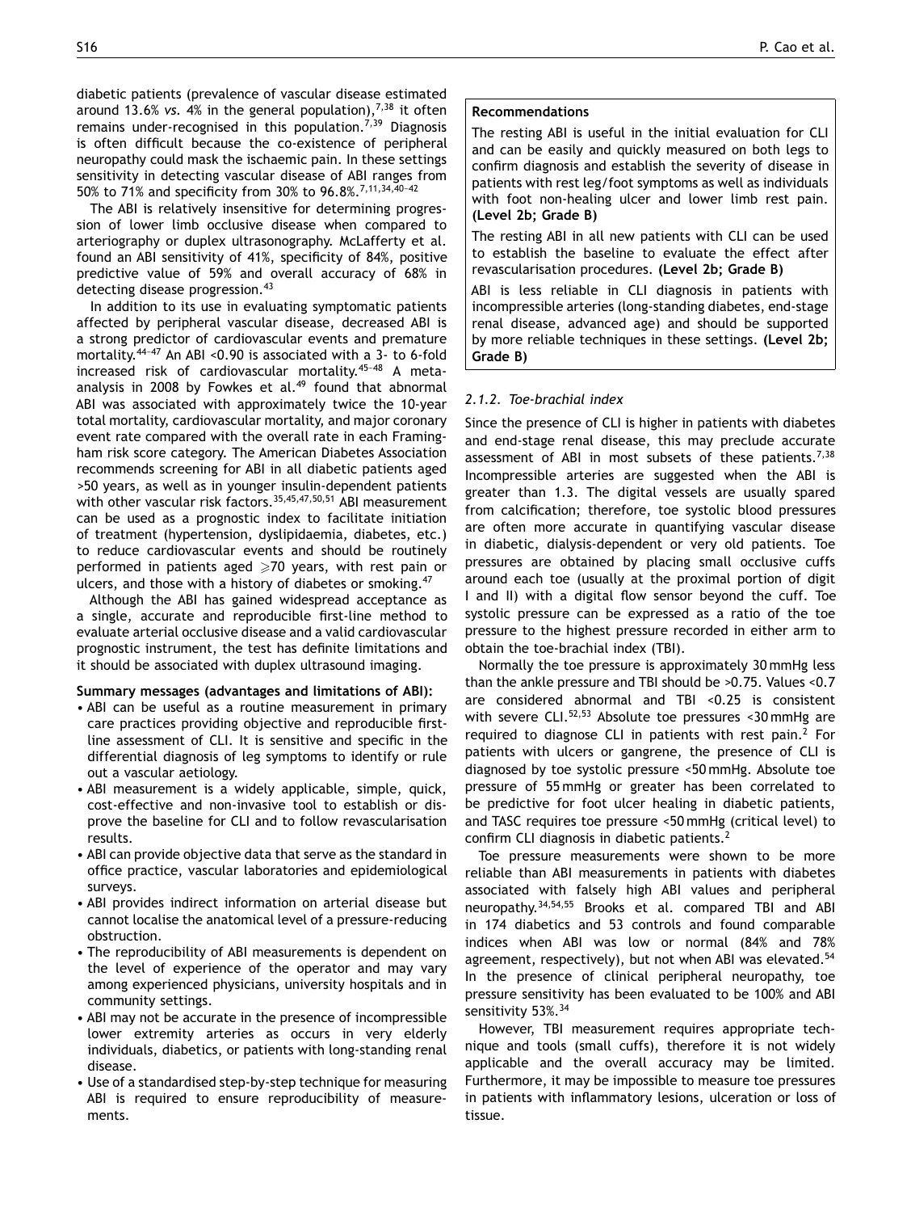diabetic patients (prevalence of vascular disease estimated around 13.6% *vs.* 4% in the general population),[7,38] it often remains under-recognised in this population.[7,39] Diagnosis is often difficult because the co-existence of peripheral neuropathy could mask the ischaemic pain. In these settings sensitivity in detecting vascular disease of ABI ranges from 50% to 71% and specificity from 30% to 96.8%.[7,11,34,40–42]

The ABI is relatively insensitive for determining progression of lower limb occlusive disease when compared to arteriography or duplex ultrasonography. McLafferty et al. found an ABI sensitivity of 41%, specificity of 84%, positive predictive value of 59% and overall accuracy of 68% in detecting disease progression.[43]

In addition to its use in evaluating symptomatic patients affected by peripheral vascular disease, decreased ABI is a strong predictor of cardiovascular events and premature mortality.[44–47] An ABI <0.90 is associated with a 3- to 6-fold increased risk of cardiovascular mortality.[45–48] A meta-analysis in 2008 by Fowkes et al.[49] found that abnormal ABI was associated with approximately twice the 10-year total mortality, cardiovascular mortality, and major coronary event rate compared with the overall rate in each Framingham risk score category. The American Diabetes Association recommends screening for ABI in all diabetic patients aged >50 years, as well as in younger insulin-dependent patients with other vascular risk factors.[35,45,47,50,51] ABI measurement can be used as a prognostic index to facilitate initiation of treatment (hypertension, dyslipidaemia, diabetes, etc.) to reduce cardiovascular events and should be routinely performed in patients aged ⩾70 years, with rest pain or ulcers, and those with a history of diabetes or smoking.[47]

Although the ABI has gained widespread acceptance as a single, accurate and reproducible first-line method to evaluate arterial occlusive disease and a valid cardiovascular prognostic instrument, the test has definite limitations and it should be associated with duplex ultrasound imaging.

**Summary messages (advantages and limitations of ABI):**

- ABI can be useful as a routine measurement in primary care practices providing objective and reproducible first-line assessment of CLI. It is sensitive and specific in the differential diagnosis of leg symptoms to identify or rule out a vascular aetiology.
- ABI measurement is a widely applicable, simple, quick, cost-effective and non-invasive tool to establish or disprove the baseline for CLI and to follow revascularisation results.
- ABI can provide objective data that serve as the standard in office practice, vascular laboratories and epidemiological surveys.
- ABI provides indirect information on arterial disease but cannot localise the anatomical level of a pressure-reducing obstruction.
- The reproducibility of ABI measurements is dependent on the level of experience of the operator and may vary among experienced physicians, university hospitals and in community settings.
- ABI may not be accurate in the presence of incompressible lower extremity arteries as occurs in very elderly individuals, diabetics, or patients with long-standing renal disease.
- Use of a standardised step-by-step technique for measuring ABI is required to ensure reproducibility of measurements.

**Recommendations**

The resting ABI is useful in the initial evaluation for CLI and can be easily and quickly measured on both legs to confirm diagnosis and establish the severity of disease in patients with rest leg/foot symptoms as well as individuals with foot non-healing ulcer and lower limb rest pain. **(Level 2b; Grade B)**

The resting ABI in all new patients with CLI can be used to establish the baseline to evaluate the effect after revascularisation procedures. **(Level 2b; Grade B)**

ABI is less reliable in CLI diagnosis in patients with incompressible arteries (long-standing diabetes, end-stage renal disease, advanced age) and should be supported by more reliable techniques in these settings. **(Level 2b; Grade B)**

### *2.1.2. Toe-brachial index*

Since the presence of CLI is higher in patients with diabetes and end-stage renal disease, this may preclude accurate assessment of ABI in most subsets of these patients.[7,38] Incompressible arteries are suggested when the ABI is greater than 1.3. The digital vessels are usually spared from calcification; therefore, toe systolic blood pressures are often more accurate in quantifying vascular disease in diabetic, dialysis-dependent or very old patients. Toe pressures are obtained by placing small occlusive cuffs around each toe (usually at the proximal portion of digit I and II) with a digital flow sensor beyond the cuff. Toe systolic pressure can be expressed as a ratio of the toe pressure to the highest pressure recorded in either arm to obtain the toe-brachial index (TBI).

Normally the toe pressure is approximately 30 mmHg less than the ankle pressure and TBI should be >0.75. Values <0.7 are considered abnormal and TBI <0.25 is consistent with severe CLI.[52,53] Absolute toe pressures <30 mmHg are required to diagnose CLI in patients with rest pain.[2] For patients with ulcers or gangrene, the presence of CLI is diagnosed by toe systolic pressure <50 mmHg. Absolute toe pressure of 55 mmHg or greater has been correlated to be predictive for foot ulcer healing in diabetic patients, and TASC requires toe pressure <50 mmHg (critical level) to confirm CLI diagnosis in diabetic patients.[2]

Toe pressure measurements were shown to be more reliable than ABI measurements in patients with diabetes associated with falsely high ABI values and peripheral neuropathy.[34,54,55] Brooks et al. compared TBI and ABI in 174 diabetics and 53 controls and found comparable indices when ABI was low or normal (84% and 78% agreement, respectively), but not when ABI was elevated.[54] In the presence of clinical peripheral neuropathy, toe pressure sensitivity has been evaluated to be 100% and ABI sensitivity 53%.[34]

However, TBI measurement requires appropriate technique and tools (small cuffs), therefore it is not widely applicable and the overall accuracy may be limited. Furthermore, it may be impossible to measure toe pressures in patients with inflammatory lesions, ulceration or loss of tissue.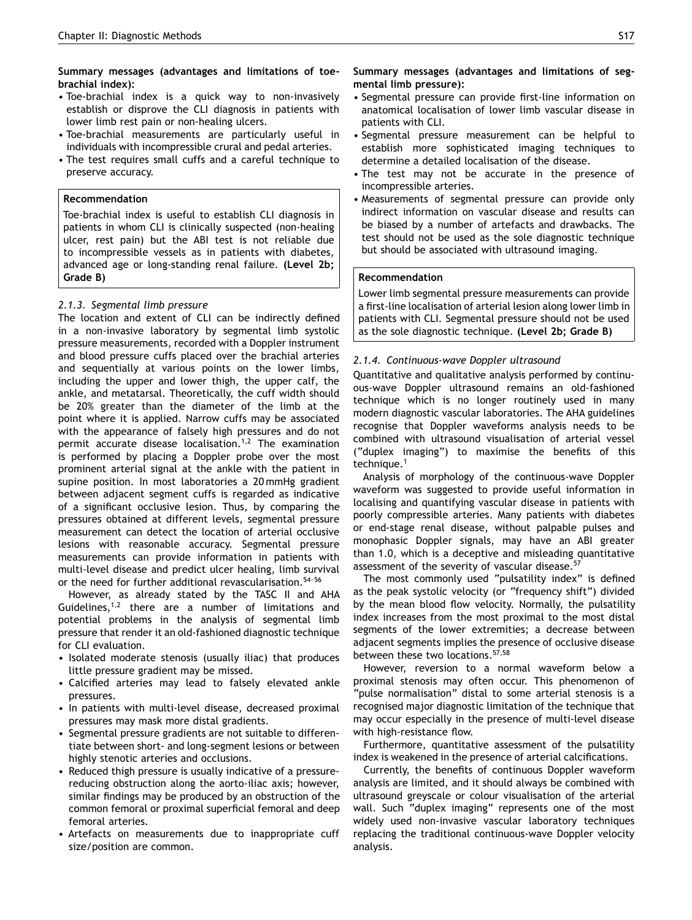**Summary messages (advantages and limitations of toe-brachial index):**

- Toe-brachial index is a quick way to non-invasively establish or disprove the CLI diagnosis in patients with lower limb rest pain or non-healing ulcers.
- Toe-brachial measurements are particularly useful in individuals with incompressible crural and pedal arteries.
- The test requires small cuffs and a careful technique to preserve accuracy.

**Recommendation**

Toe-brachial index is useful to establish CLI diagnosis in patients in whom CLI is clinically suspected (non-healing ulcer, rest pain) but the ABI test is not reliable due to incompressible vessels as in patients with diabetes, advanced age or long-standing renal failure. **(Level 2b; Grade B)**

### *2.1.3. Segmental limb pressure*

The location and extent of CLI can be indirectly defined in a non-invasive laboratory by segmental limb systolic pressure measurements, recorded with a Doppler instrument and blood pressure cuffs placed over the brachial arteries and sequentially at various points on the lower limbs, including the upper and lower thigh, the upper calf, the ankle, and metatarsal. Theoretically, the cuff width should be 20% greater than the diameter of the limb at the point where it is applied. Narrow cuffs may be associated with the appearance of falsely high pressures and do not permit accurate disease localisation.[1,2] The examination is performed by placing a Doppler probe over the most prominent arterial signal at the ankle with the patient in supine position. In most laboratories a 20 mmHg gradient between adjacent segment cuffs is regarded as indicative of a significant occlusive lesion. Thus, by comparing the pressures obtained at different levels, segmental pressure measurement can detect the location of arterial occlusive lesions with reasonable accuracy. Segmental pressure measurements can provide information in patients with multi-level disease and predict ulcer healing, limb survival or the need for further additional revascularisation.[54–56]

However, as already stated by the TASC II and AHA Guidelines,[1,2] there are a number of limitations and potential problems in the analysis of segmental limb pressure that render it an old-fashioned diagnostic technique for CLI evaluation.

- Isolated moderate stenosis (usually iliac) that produces little pressure gradient may be missed.
- Calcified arteries may lead to falsely elevated ankle pressures.
- In patients with multi-level disease, decreased proximal pressures may mask more distal gradients.
- Segmental pressure gradients are not suitable to differentiate between short- and long-segment lesions or between highly stenotic arteries and occlusions.
- Reduced thigh pressure is usually indicative of a pressure-reducing obstruction along the aorto-iliac axis; however, similar findings may be produced by an obstruction of the common femoral or proximal superficial femoral and deep femoral arteries.
- Artefacts on measurements due to inappropriate cuff size/position are common.

**Summary messages (advantages and limitations of segmental limb pressure):**

- Segmental pressure can provide first-line information on anatomical localisation of lower limb vascular disease in patients with CLI.
- Segmental pressure measurement can be helpful to establish more sophisticated imaging techniques to determine a detailed localisation of the disease.
- The test may not be accurate in the presence of incompressible arteries.
- Measurements of segmental pressure can provide only indirect information on vascular disease and results can be biased by a number of artefacts and drawbacks. The test should not be used as the sole diagnostic technique but should be associated with ultrasound imaging.

**Recommendation**

Lower limb segmental pressure measurements can provide a first-line localisation of arterial lesion along lower limb in patients with CLI. Segmental pressure should not be used as the sole diagnostic technique. **(Level 2b; Grade B)**

### *2.1.4. Continuous-wave Doppler ultrasound*

Quantitative and qualitative analysis performed by continuous-wave Doppler ultrasound remains an old-fashioned technique which is no longer routinely used in many modern diagnostic vascular laboratories. The AHA guidelines recognise that Doppler waveforms analysis needs to be combined with ultrasound visualisation of arterial vessel ("duplex imaging") to maximise the benefits of this technique.[1]

Analysis of morphology of the continuous-wave Doppler waveform was suggested to provide useful information in localising and quantifying vascular disease in patients with poorly compressible arteries. Many patients with diabetes or end-stage renal disease, without palpable pulses and monophasic Doppler signals, may have an ABI greater than 1.0, which is a deceptive and misleading quantitative assessment of the severity of vascular disease.[57]

The most commonly used "pulsatility index" is defined as the peak systolic velocity (or "frequency shift") divided by the mean blood flow velocity. Normally, the pulsatility index increases from the most proximal to the most distal segments of the lower extremities; a decrease between adjacent segments implies the presence of occlusive disease between these two locations.[57,58]

However, reversion to a normal waveform below a proximal stenosis may often occur. This phenomenon of "pulse normalisation" distal to some arterial stenosis is a recognised major diagnostic limitation of the technique that may occur especially in the presence of multi-level disease with high-resistance flow.

Furthermore, quantitative assessment of the pulsatility index is weakened in the presence of arterial calcifications.

Currently, the benefits of continuous Doppler waveform analysis are limited, and it should always be combined with ultrasound greyscale or colour visualisation of the arterial wall. Such "duplex imaging" represents one of the most widely used non-invasive vascular laboratory techniques replacing the traditional continuous-wave Doppler velocity analysis.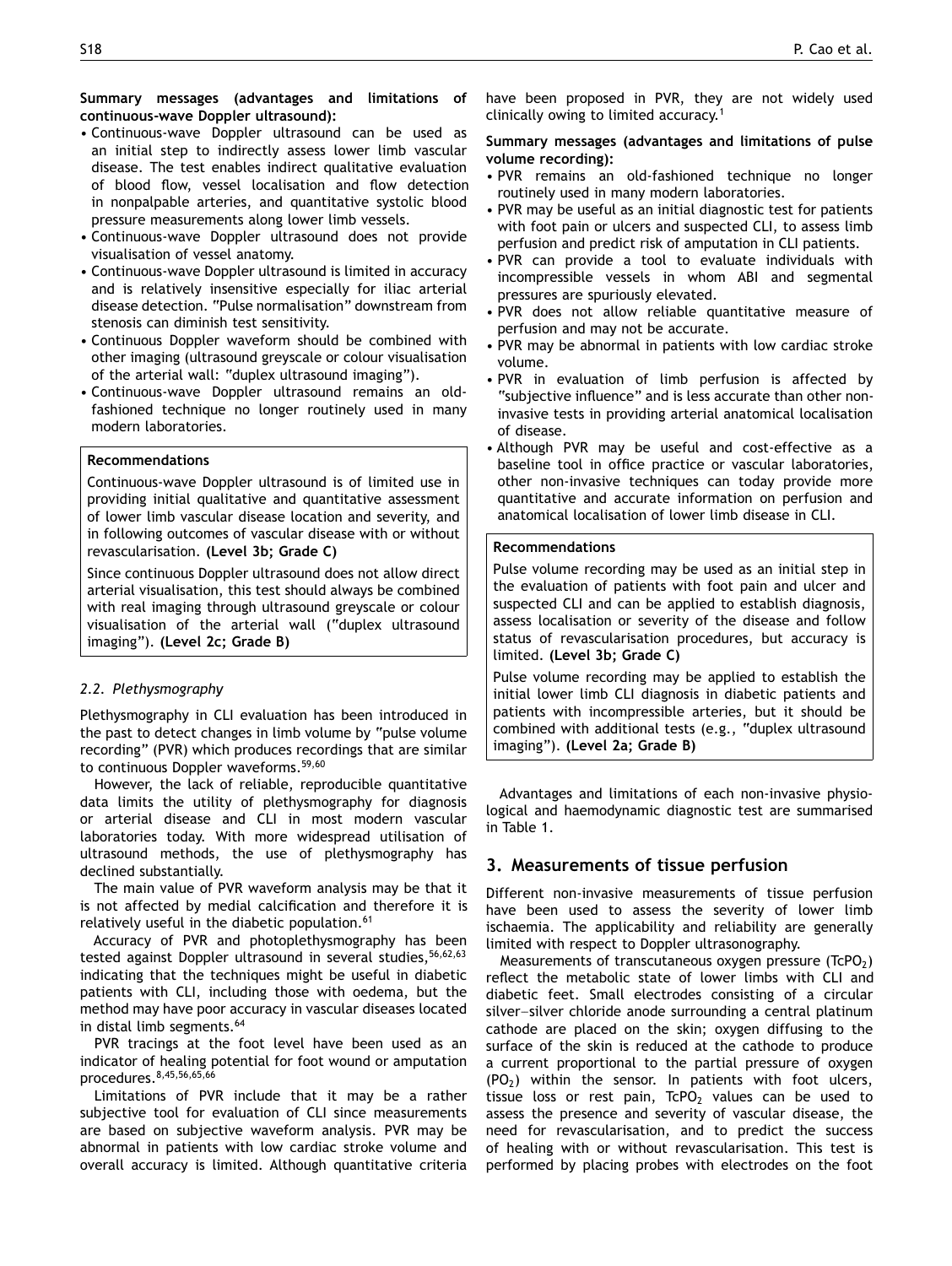**Summary messages (advantages and limitations of continuous-wave Doppler ultrasound):**

- Continuous-wave Doppler ultrasound can be used as an initial step to indirectly assess lower limb vascular disease. The test enables indirect qualitative evaluation of blood flow, vessel localisation and flow detection in nonpalpable arteries, and quantitative systolic blood pressure measurements along lower limb vessels.
- Continuous-wave Doppler ultrasound does not provide visualisation of vessel anatomy.
- Continuous-wave Doppler ultrasound is limited in accuracy and is relatively insensitive especially for iliac arterial disease detection. "Pulse normalisation" downstream from stenosis can diminish test sensitivity.
- Continuous Doppler waveform should be combined with other imaging (ultrasound greyscale or colour visualisation of the arterial wall: "duplex ultrasound imaging").
- Continuous-wave Doppler ultrasound remains an old-fashioned technique no longer routinely used in many modern laboratories.

**Recommendations**

Continuous-wave Doppler ultrasound is of limited use in providing initial qualitative and quantitative assessment of lower limb vascular disease location and severity, and in following outcomes of vascular disease with or without revascularisation. **(Level 3b; Grade C)**

Since continuous Doppler ultrasound does not allow direct arterial visualisation, this test should always be combined with real imaging through ultrasound greyscale or colour visualisation of the arterial wall ("duplex ultrasound imaging"). **(Level 2c; Grade B)**

### *2.2. Plethysmography*

Plethysmography in CLI evaluation has been introduced in the past to detect changes in limb volume by "pulse volume recording" (PVR) which produces recordings that are similar to continuous Doppler waveforms.[59,60]

However, the lack of reliable, reproducible quantitative data limits the utility of plethysmography for diagnosis or arterial disease and CLI in most modern vascular laboratories today. With more widespread utilisation of ultrasound methods, the use of plethysmography has declined substantially.

The main value of PVR waveform analysis may be that it is not affected by medial calcification and therefore it is relatively useful in the diabetic population.[61]

Accuracy of PVR and photoplethysmography has been tested against Doppler ultrasound in several studies,[56,62,63] indicating that the techniques might be useful in diabetic patients with CLI, including those with oedema, but the method may have poor accuracy in vascular diseases located in distal limb segments.[64]

PVR tracings at the foot level have been used as an indicator of healing potential for foot wound or amputation procedures.[8,45,56,65,66]

Limitations of PVR include that it may be a rather subjective tool for evaluation of CLI since measurements are based on subjective waveform analysis. PVR may be abnormal in patients with low cardiac stroke volume and overall accuracy is limited. Although quantitative criteria have been proposed in PVR, they are not widely used clinically owing to limited accuracy.[1]

**Summary messages (advantages and limitations of pulse volume recording):**

- PVR remains an old-fashioned technique no longer routinely used in many modern laboratories.
- PVR may be useful as an initial diagnostic test for patients with foot pain or ulcers and suspected CLI, to assess limb perfusion and predict risk of amputation in CLI patients.
- PVR can provide a tool to evaluate individuals with incompressible vessels in whom ABI and segmental pressures are spuriously elevated.
- PVR does not allow reliable quantitative measure of perfusion and may not be accurate.
- PVR may be abnormal in patients with low cardiac stroke volume.
- PVR in evaluation of limb perfusion is affected by "subjective influence" and is less accurate than other non-invasive tests in providing arterial anatomical localisation of disease.
- Although PVR may be useful and cost-effective as a baseline tool in office practice or vascular laboratories, other non-invasive techniques can today provide more quantitative and accurate information on perfusion and anatomical localisation of lower limb disease in CLI.

**Recommendations**

Pulse volume recording may be used as an initial step in the evaluation of patients with foot pain and ulcer and suspected CLI and can be applied to establish diagnosis, assess localisation or severity of the disease and follow status of revascularisation procedures, but accuracy is limited. **(Level 3b; Grade C)**

Pulse volume recording may be applied to establish the initial lower limb CLI diagnosis in diabetic patients and patients with incompressible arteries, but it should be combined with additional tests (e.g., "duplex ultrasound imaging"). **(Level 2a; Grade B)**

Advantages and limitations of each non-invasive physiological and haemodynamic diagnostic test are summarised in Table 1.

## 3. Measurements of tissue perfusion

Different non-invasive measurements of tissue perfusion have been used to assess the severity of lower limb ischaemia. The applicability and reliability are generally limited with respect to Doppler ultrasonography.

Measurements of transcutaneous oxygen pressure ($TcPO_2$) reflect the metabolic state of lower limbs with CLI and diabetic feet. Small electrodes consisting of a circular silver–silver chloride anode surrounding a central platinum cathode are placed on the skin; oxygen diffusing to the surface of the skin is reduced at the cathode to produce a current proportional to the partial pressure of oxygen ($PO_2$) within the sensor. In patients with foot ulcers, tissue loss or rest pain, $TcPO_2$ values can be used to assess the presence and severity of vascular disease, the need for revascularisation, and to predict the success of healing with or without revascularisation. This test is performed by placing probes with electrodes on the foot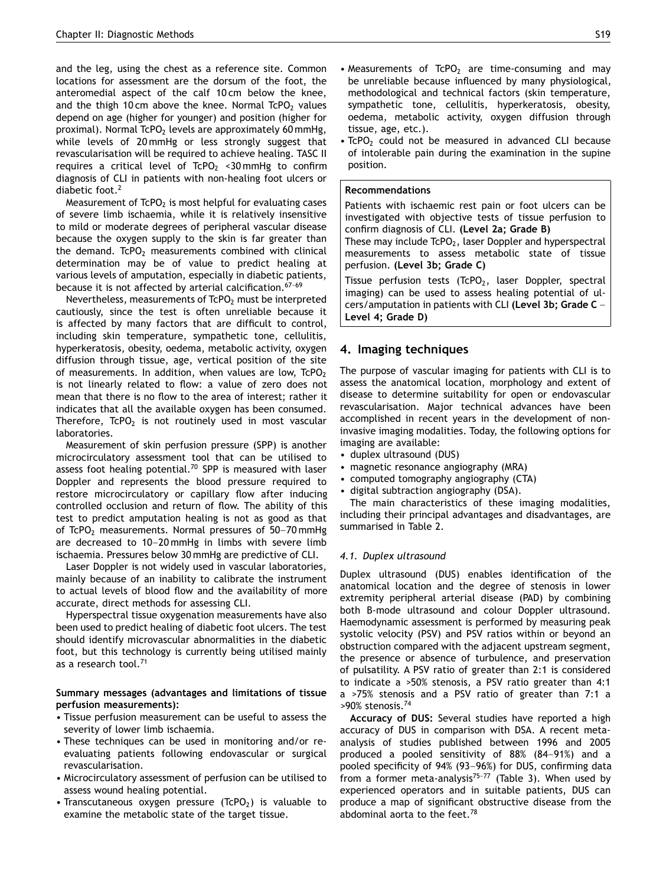and the leg, using the chest as a reference site. Common locations for assessment are the dorsum of the foot, the anteromedial aspect of the calf 10 cm below the knee, and the thigh 10 cm above the knee. Normal $TcPO_2$ values depend on age (higher for younger) and position (higher for proximal). Normal $TcPO_2$ levels are approximately 60 mmHg, while levels of 20 mmHg or less strongly suggest that revascularisation will be required to achieve healing. TASC II requires a critical level of $TcPO_2$ <30 mmHg to confirm diagnosis of CLI in patients with non-healing foot ulcers or diabetic foot.[2]

Measurement of $TcPO_2$ is most helpful for evaluating cases of severe limb ischaemia, while it is relatively insensitive to mild or moderate degrees of peripheral vascular disease because the oxygen supply to the skin is far greater than the demand. $TcPO_2$ measurements combined with clinical determination may be of value to predict healing at various levels of amputation, especially in diabetic patients, because it is not affected by arterial calcification.[67–69]

Nevertheless, measurements of $TcPO_2$ must be interpreted cautiously, since the test is often unreliable because it is affected by many factors that are difficult to control, including skin temperature, sympathetic tone, cellulitis, hyperkeratosis, obesity, oedema, metabolic activity, oxygen diffusion through tissue, age, vertical position of the site of measurements. In addition, when values are low, $TcPO_2$ is not linearly related to flow: a value of zero does not mean that there is no flow to the area of interest; rather it indicates that all the available oxygen has been consumed. Therefore, $TcPO_2$ is not routinely used in most vascular laboratories.

Measurement of skin perfusion pressure (SPP) is another microcirculatory assessment tool that can be utilised to assess foot healing potential.[70] SPP is measured with laser Doppler and represents the blood pressure required to restore microcirculatory or capillary flow after inducing controlled occlusion and return of flow. The ability of this test to predict amputation healing is not as good as that of $TcPO_2$ measurements. Normal pressures of 50–70 mmHg are decreased to 10–20 mmHg in limbs with severe limb ischaemia. Pressures below 30 mmHg are predictive of CLI.

Laser Doppler is not widely used in vascular laboratories, mainly because of an inability to calibrate the instrument to actual levels of blood flow and the availability of more accurate, direct methods for assessing CLI.

Hyperspectral tissue oxygenation measurements have also been used to predict healing of diabetic foot ulcers. The test should identify microvascular abnormalities in the diabetic foot, but this technology is currently being utilised mainly as a research tool.[71]

**Summary messages (advantages and limitations of tissue perfusion measurements):**

- Tissue perfusion measurement can be useful to assess the severity of lower limb ischaemia.
- These techniques can be used in monitoring and/or re-evaluating patients following endovascular or surgical revascularisation.
- Microcirculatory assessment of perfusion can be utilised to assess wound healing potential.
- Transcutaneous oxygen pressure ($TcPO_2$) is valuable to examine the metabolic state of the target tissue.
- Measurements of $TcPO_2$ are time-consuming and may be unreliable because influenced by many physiological, methodological and technical factors (skin temperature, sympathetic tone, cellulitis, hyperkeratosis, obesity, oedema, metabolic activity, oxygen diffusion through tissue, age, etc.).
- $TcPO_2$ could not be measured in advanced CLI because of intolerable pain during the examination in the supine position.

**Recommendations**

Patients with ischaemic rest pain or foot ulcers can be investigated with objective tests of tissue perfusion to confirm diagnosis of CLI. **(Level 2a; Grade B)**

These may include $TcPO_2$, laser Doppler and hyperspectral measurements to assess metabolic state of tissue perfusion. **(Level 3b; Grade C)**

Tissue perfusion tests ($TcPO_2$, laser Doppler, spectral imaging) can be used to assess healing potential of ulcers/amputation in patients with CLI **(Level 3b; Grade C – Level 4; Grade D)**

## 4. Imaging techniques

The purpose of vascular imaging for patients with CLI is to assess the anatomical location, morphology and extent of disease to determine suitability for open or endovascular revascularisation. Major technical advances have been accomplished in recent years in the development of non-invasive imaging modalities. Today, the following options for imaging are available:

- duplex ultrasound (DUS)
- magnetic resonance angiography (MRA)
- computed tomography angiography (CTA)
- digital subtraction angiography (DSA).

The main characteristics of these imaging modalities, including their principal advantages and disadvantages, are summarised in Table 2.

### *4.1. Duplex ultrasound*

Duplex ultrasound (DUS) enables identification of the anatomical location and the degree of stenosis in lower extremity peripheral arterial disease (PAD) by combining both B-mode ultrasound and colour Doppler ultrasound. Haemodynamic assessment is performed by measuring peak systolic velocity (PSV) and PSV ratios within or beyond an obstruction compared with the adjacent upstream segment, the presence or absence of turbulence, and preservation of pulsatility. A PSV ratio of greater than 2:1 is considered to indicate a >50% stenosis, a PSV ratio greater than 4:1 a >75% stenosis and a PSV ratio of greater than 7:1 a >90% stenosis.[74]

**Accuracy of DUS:** Several studies have reported a high accuracy of DUS in comparison with DSA. A recent meta-analysis of studies published between 1996 and 2005 produced a pooled sensitivity of 88% (84–91%) and a pooled specificity of 94% (93–96%) for DUS, confirming data from a former meta-analysis[75–77] (Table 3). When used by experienced operators and in suitable patients, DUS can produce a map of significant obstructive disease from the abdominal aorta to the feet.[78]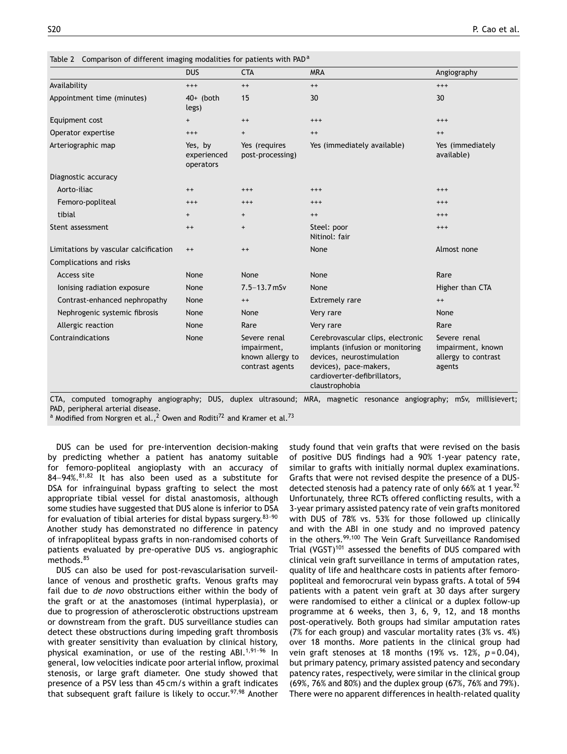Table 2 Comparison of different imaging modalities for patients with PAD[a]

| | DUS | CTA | MRA | Angiography |
|---|---|---|---|---|
| Availability | +++ | ++ | ++ | +++ |
| Appointment time (minutes) | 40+ (both legs) | 15 | 30 | 30 |
| Equipment cost | + | ++ | +++ | +++ |
| Operator expertise | +++ | + | ++ | ++ |
| Arteriographic map | Yes, by experienced operators | Yes (requires post-processing) | Yes (immediately available) | Yes (immediately available) |
| Diagnostic accuracy | | | | |
| Aorto-iliac | ++ | +++ | +++ | +++ |
| Femoro-popliteal | +++ | +++ | +++ | +++ |
| tibial | + | + | ++ | +++ |
| Stent assessment | ++ | + | Steel: poor<br>Nitinol: fair | +++ |
| Limitations by vascular calcification | ++ | ++ | None | Almost none |
| Complications and risks | | | | |
| Access site | None | None | None | Rare |
| Ionising radiation exposure | None | 7.5–13.7 mSv | None | Higher than CTA |
| Contrast-enhanced nephropathy | None | ++ | Extremely rare | ++ |
| Nephrogenic systemic fibrosis | None | None | Very rare | None |
| Allergic reaction | None | Rare | Very rare | Rare |
| Contraindications | None | Severe renal impairment, known allergy to contrast agents | Cerebrovascular clips, electronic implants (infusion or monitoring devices, neurostimulation devices), pace-makers, cardioverter-defibrillators, claustrophobia | Severe renal impairment, known allergy to contrast agents |

CTA, computed tomography angiography; DUS, duplex ultrasound; MRA, magnetic resonance angiography; mSv, millisievert; PAD, peripheral arterial disease.
[a] Modified from Norgren et al.,[2] Owen and Roditi[72] and Kramer et al.[73]

DUS can be used for pre-intervention decision-making by predicting whether a patient has anatomy suitable for femoro-popliteal angioplasty with an accuracy of 84–94%.[81,82] It has also been used as a substitute for DSA for infrainguinal bypass grafting to select the most appropriate tibial vessel for distal anastomosis, although some studies have suggested that DUS alone is inferior to DSA for evaluation of tibial arteries for distal bypass surgery.[83–90] Another study has demonstrated no difference in patency of infrapopliteal bypass grafts in non-randomised cohorts of patients evaluated by pre-operative DUS vs. angiographic methods.[85]

DUS can also be used for post-revascularisation surveillance of venous and prosthetic grafts. Venous grafts may fail due to *de novo* obstructions either within the body of the graft or at the anastomoses (intimal hyperplasia), or due to progression of atherosclerotic obstructions upstream or downstream from the graft. DUS surveillance studies can detect these obstructions during impeding graft thrombosis with greater sensitivity than evaluation by clinical history, physical examination, or use of the resting ABI.[1,91–96] In general, low velocities indicate poor arterial inflow, proximal stenosis, or large graft diameter. One study showed that presence of a PSV less than 45 cm/s within a graft indicates that subsequent graft failure is likely to occur.[97,98] Another study found that vein grafts that were revised on the basis of positive DUS findings had a 90% 1-year patency rate, similar to grafts with initially normal duplex examinations. Grafts that were not revised despite the presence of a DUS-detected stenosis had a patency rate of only 66% at 1 year.[92] Unfortunately, three RCTs offered conflicting results, with a 3-year primary assisted patency rate of vein grafts monitored with DUS of 78% vs. 53% for those followed up clinically and with the ABI in one study and no improved patency in the others.[99,100] The Vein Graft Surveillance Randomised Trial (VGST)[101] assessed the benefits of DUS compared with clinical vein graft surveillance in terms of amputation rates, quality of life and healthcare costs in patients after femoro-popliteal and femorocrural vein bypass grafts. A total of 594 patients with a patent vein graft at 30 days after surgery were randomised to either a clinical or a duplex follow-up programme at 6 weeks, then 3, 6, 9, 12, and 18 months post-operatively. Both groups had similar amputation rates (7% for each group) and vascular mortality rates (3% vs. 4%) over 18 months. More patients in the clinical group had vein graft stenoses at 18 months (19% vs. 12%, $p = 0.04$), but primary patency, primary assisted patency and secondary patency rates, respectively, were similar in the clinical group (69%, 76% and 80%) and the duplex group (67%, 76% and 79%). There were no apparent differences in health-related quality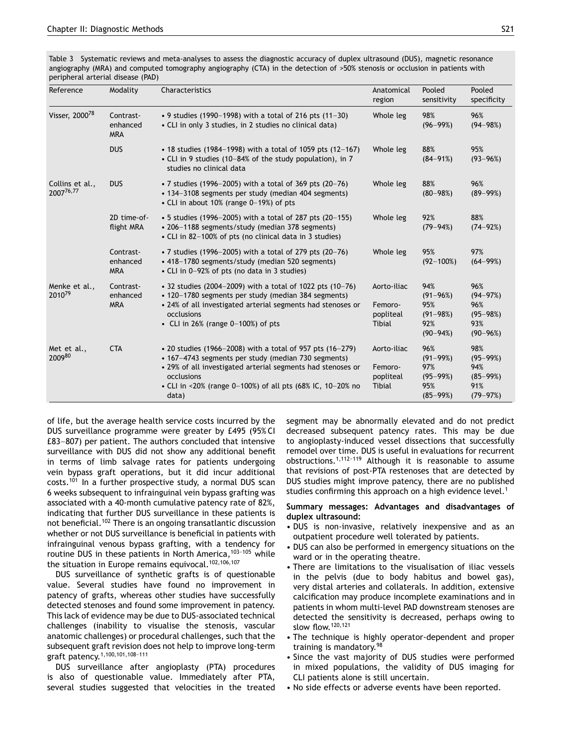Table 3 Systematic reviews and meta-analyses to assess the diagnostic accuracy of duplex ultrasound (DUS), magnetic resonance angiography (MRA) and computed tomography angiography (CTA) in the detection of >50% stenosis or occlusion in patients with peripheral arterial disease (PAD)

| Reference | Modality | Characteristics | Anatomical region | Pooled sensitivity | Pooled specificity |
|---|---|---|---|---|---|
| Visser, 2000[78] | Contrast-enhanced MRA | • 9 studies (1990–1998) with a total of 216 pts (11–30)<br>• CLI in only 3 studies, in 2 studies no clinical data) | Whole leg | 98% (96–99%) | 96% (94–98%) |
| | DUS | • 18 studies (1984–1998) with a total of 1059 pts (12–167)<br>• CLI in 9 studies (10–84% of the study population), in 7 studies no clinical data | Whole leg | 88% (84–91%) | 95% (93–96%) |
| Collins et al., 2007[76,77] | DUS | • 7 studies (1996–2005) with a total of 369 pts (20–76)<br>• 134–3108 segments per study (median 404 segments)<br>• CLI in about 10% (range 0–19%) of pts | Whole leg | 88% (80–98%) | 96% (89–99%) |
| | 2D time-of-flight MRA | • 5 studies (1996–2005) with a total of 287 pts (20–155)<br>• 206–1188 segments/study (median 378 segments)<br>• CLI in 82–100% of pts (no clinical data in 3 studies) | Whole leg | 92% (79–94%) | 88% (74–92%) |
| | Contrast-enhanced MRA | • 7 studies (1996–2005) with a total of 279 pts (20–76)<br>• 418–1780 segments/study (median 520 segments)<br>• CLI in 0–92% of pts (no data in 3 studies) | Whole leg | 95% (92–100%) | 97% (64–99%) |
| Menke et al., 2010[79] | Contrast-enhanced MRA | • 32 studies (2004–2009) with a total of 1022 pts (10–76)<br>• 120–1780 segments per study (median 384 segments)<br>• 24% of all investigated arterial segments had stenoses or occlusions<br>• CLI in 26% (range 0–100%) of pts | Aorto-iliac<br><br>Femoro-popliteal<br>Tibial | 94% (91–96%)<br>95% (91–98%)<br>92% (90–94%) | 96% (94–97%)<br>96% (95–98%)<br>93% (90–96%) |
| Met et al., 2009[80] | CTA | • 20 studies (1966–2008) with a total of 957 pts (16–279)<br>• 167–4743 segments per study (median 730 segments)<br>• 29% of all investigated arterial segments had stenoses or occlusions<br>• CLI in <20% (range 0–100%) of all pts (68% IC, 10–20% no data) | Aorto-iliac<br><br>Femoro-popliteal<br>Tibial | 96% (91–99%)<br>97% (95–99%)<br>95% (85–99%) | 98% (95–99%)<br>94% (85–99%)<br>91% (79–97%) |

of life, but the average health service costs incurred by the DUS surveillance programme were greater by £495 (95% CI £83–807) per patient. The authors concluded that intensive surveillance with DUS did not show any additional benefit in terms of limb salvage rates for patients undergoing vein bypass graft operations, but it did incur additional costs.[101] In a further prospective study, a normal DUS scan 6 weeks subsequent to infrainguinal vein bypass grafting was associated with a 40-month cumulative patency rate of 82%, indicating that further DUS surveillance in these patients is not beneficial.[102] There is an ongoing transatlantic discussion whether or not DUS surveillance is beneficial in patients with infrainguinal venous bypass grafting, with a tendency for routine DUS in these patients in North America,[103–105] while the situation in Europe remains equivocal.[102,106,107]

DUS surveillance of synthetic grafts is of questionable value. Several studies have found no improvement in patency of grafts, whereas other studies have successfully detected stenoses and found some improvement in patency. This lack of evidence may be due to DUS-associated technical challenges (inability to visualise the stenosis, vascular anatomic challenges) or procedural challenges, such that the subsequent graft revision does not help to improve long-term graft patency.[1,100,101,108–111]

DUS surveillance after angioplasty (PTA) procedures is also of questionable value. Immediately after PTA, several studies suggested that velocities in the treated segment may be abnormally elevated and do not predict decreased subsequent patency rates. This may be due to angioplasty-induced vessel dissections that successfully remodel over time. DUS is useful in evaluations for recurrent obstructions.[1,112–119] Although it is reasonable to assume that revisions of post-PTA restenoses that are detected by DUS studies might improve patency, there are no published studies confirming this approach on a high evidence level.[1]

**Summary messages: Advantages and disadvantages of duplex ultrasound:**

- DUS is non-invasive, relatively inexpensive and as an outpatient procedure well tolerated by patients.
- DUS can also be performed in emergency situations on the ward or in the operating theatre.
- There are limitations to the visualisation of iliac vessels in the pelvis (due to body habitus and bowel gas), very distal arteries and collaterals. In addition, extensive calcification may produce incomplete examinations and in patients in whom multi-level PAD downstream stenoses are detected the sensitivity is decreased, perhaps owing to slow flow.[120,121]
- The technique is highly operator-dependent and proper training is mandatory.[98]
- Since the vast majority of DUS studies were performed in mixed populations, the validity of DUS imaging for CLI patients alone is still uncertain.
- No side effects or adverse events have been reported.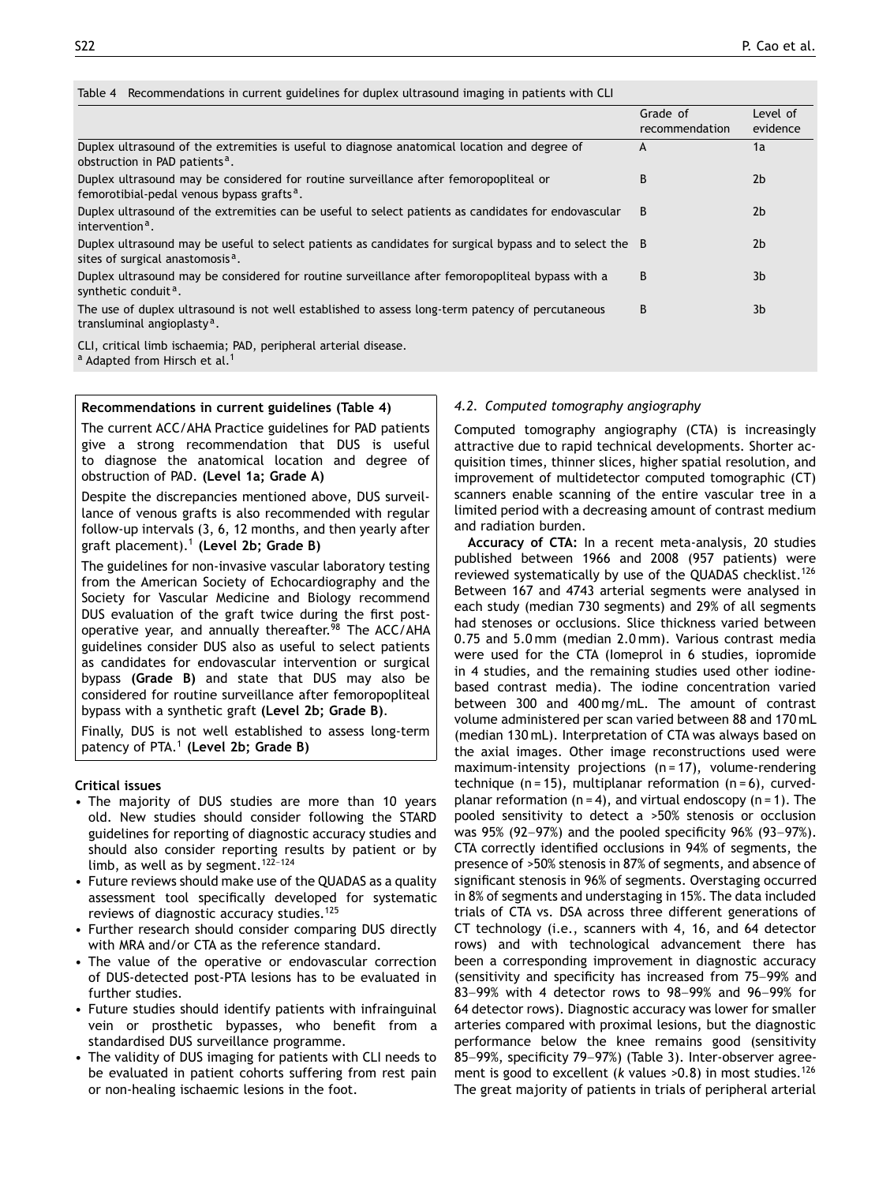Table 4 Recommendations in current guidelines for duplex ultrasound imaging in patients with CLI

| | Grade of recommendation | Level of evidence |
|---|---|---|
| Duplex ultrasound of the extremities is useful to diagnose anatomical location and degree of obstruction in PAD patients[a]. | A | 1a |
| Duplex ultrasound may be considered for routine surveillance after femoropopliteal or femorotibial-pedal venous bypass grafts[a]. | B | 2b |
| Duplex ultrasound of the extremities can be useful to select patients as candidates for endovascular intervention[a]. | B | 2b |
| Duplex ultrasound may be useful to select patients as candidates for surgical bypass and to select the sites of surgical anastomosis[a]. | B | 2b |
| Duplex ultrasound may be considered for routine surveillance after femoropopliteal bypass with a synthetic conduit[a]. | B | 3b |
| The use of duplex ultrasound is not well established to assess long-term patency of percutaneous transluminal angioplasty[a]. | B | 3b |

CLI, critical limb ischaemia; PAD, peripheral arterial disease.
[a] Adapted from Hirsch et al.[1]

**Recommendations in current guidelines (Table 4)**

The current ACC/AHA Practice guidelines for PAD patients give a strong recommendation that DUS is useful to diagnose the anatomical location and degree of obstruction of PAD. **(Level 1a; Grade A)**

Despite the discrepancies mentioned above, DUS surveillance of venous grafts is also recommended with regular follow-up intervals (3, 6, 12 months, and then yearly after graft placement).[1] **(Level 2b; Grade B)**

The guidelines for non-invasive vascular laboratory testing from the American Society of Echocardiography and the Society for Vascular Medicine and Biology recommend DUS evaluation of the graft twice during the first postoperative year, and annually thereafter.[98] The ACC/AHA guidelines consider DUS also as useful to select patients as candidates for endovascular intervention or surgical bypass **(Grade B)** and state that DUS may also be considered for routine surveillance after femoropopliteal bypass with a synthetic graft **(Level 2b; Grade B)**.

Finally, DUS is not well established to assess long-term patency of PTA.[1] **(Level 2b; Grade B)**

**Critical issues**

- The majority of DUS studies are more than 10 years old. New studies should consider following the STARD guidelines for reporting of diagnostic accuracy studies and should also consider reporting results by patient or by limb, as well as by segment.[122–124]
- Future reviews should make use of the QUADAS as a quality assessment tool specifically developed for systematic reviews of diagnostic accuracy studies.[125]
- Further research should consider comparing DUS directly with MRA and/or CTA as the reference standard.
- The value of the operative or endovascular correction of DUS-detected post-PTA lesions has to be evaluated in further studies.
- Future studies should identify patients with infrainguinal vein or prosthetic bypasses, who benefit from a standardised DUS surveillance programme.
- The validity of DUS imaging for patients with CLI needs to be evaluated in patient cohorts suffering from rest pain or non-healing ischaemic lesions in the foot.

### *4.2. Computed tomography angiography*

Computed tomography angiography (CTA) is increasingly attractive due to rapid technical developments. Shorter acquisition times, thinner slices, higher spatial resolution, and improvement of multidetector computed tomographic (CT) scanners enable scanning of the entire vascular tree in a limited period with a decreasing amount of contrast medium and radiation burden.

**Accuracy of CTA:** In a recent meta-analysis, 20 studies published between 1966 and 2008 (957 patients) were reviewed systematically by use of the QUADAS checklist.[126] Between 167 and 4743 arterial segments were analysed in each study (median 730 segments) and 29% of all segments had stenoses or occlusions. Slice thickness varied between 0.75 and 5.0 mm (median 2.0 mm). Various contrast media were used for the CTA (Iomeprol in 6 studies, iopromide in 4 studies, and the remaining studies used other iodine-based contrast media). The iodine concentration varied between 300 and 400 mg/mL. The amount of contrast volume administered per scan varied between 88 and 170 mL (median 130 mL). Interpretation of CTA was always based on the axial images. Other image reconstructions used were maximum-intensity projections (n = 17), volume-rendering technique (n = 15), multiplanar reformation (n = 6), curved-planar reformation (n = 4), and virtual endoscopy (n = 1). The pooled sensitivity to detect a >50% stenosis or occlusion was 95% (92–97%) and the pooled specificity 96% (93–97%). CTA correctly identified occlusions in 94% of segments, the presence of >50% stenosis in 87% of segments, and absence of significant stenosis in 96% of segments. Overstaging occurred in 8% of segments and understaging in 15%. The data included trials of CTA vs. DSA across three different generations of CT technology (i.e., scanners with 4, 16, and 64 detector rows) and with technological advancement there has been a corresponding improvement in diagnostic accuracy (sensitivity and specificity has increased from 75–99% and 83–99% with 4 detector rows to 98–99% and 96–99% for 64 detector rows). Diagnostic accuracy was lower for smaller arteries compared with proximal lesions, but the diagnostic performance below the knee remains good (sensitivity 85–99%, specificity 79–97%) (Table 3). Inter-observer agreement is good to excellent (*k* values >0.8) in most studies.[126] The great majority of patients in trials of peripheral arterial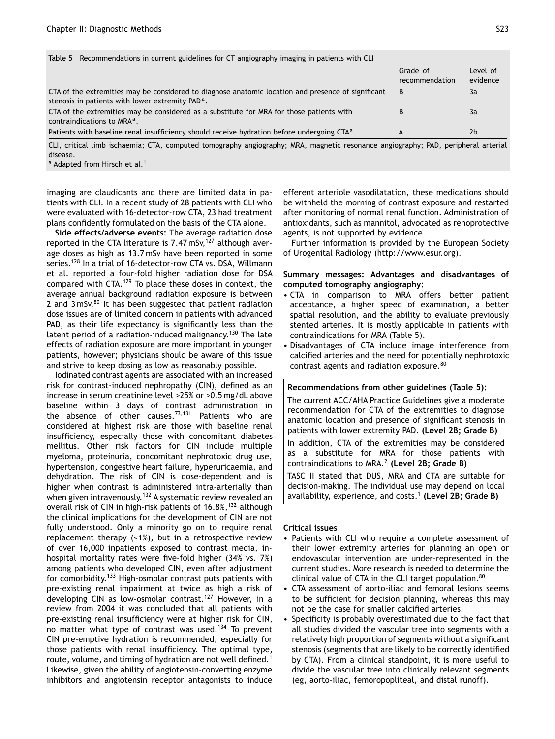Table 5 Recommendations in current guidelines for CT angiography imaging in patients with CLI

| | Grade of recommendation | Level of evidence |
|---|---|---|
| CTA of the extremities may be considered to diagnose anatomic location and presence of significant stenosis in patients with lower extremity PAD[a]. | B | 3a |
| CTA of the extremities may be considered as a substitute for MRA for those patients with contraindications to MRA[a]. | B | 3a |
| Patients with baseline renal insufficiency should receive hydration before undergoing CTA[a]. | A | 2b |

CLI, critical limb ischaemia; CTA, computed tomography angiography; MRA, magnetic resonance angiography; PAD, peripheral arterial disease.

[a] Adapted from Hirsch et al.[1]

imaging are claudicants and there are limited data in patients with CLI. In a recent study of 28 patients with CLI who were evaluated with 16-detector-row CTA, 23 had treatment plans confidently formulated on the basis of the CTA alone.

**Side effects/adverse events:** The average radiation dose reported in the CTA literature is 7.47 mSv,[127] although average doses as high as 13.7 mSv have been reported in some series.[128] In a trial of 16-detector-row CTA vs. DSA, Willmann et al. reported a four-fold higher radiation dose for DSA compared with CTA.[129] To place these doses in context, the average annual background radiation exposure is between 2 and 3 mSv.[80] It has been suggested that patient radiation dose issues are of limited concern in patients with advanced PAD, as their life expectancy is significantly less than the latent period of a radiation-induced malignancy.[130] The late effects of radiation exposure are more important in younger patients, however; physicians should be aware of this issue and strive to keep dosing as low as reasonably possible.

Iodinated contrast agents are associated with an increased risk for contrast-induced nephropathy (CIN), defined as an increase in serum creatinine level >25% or >0.5 mg/dL above baseline within 3 days of contrast administration in the absence of other causes.[73,131] Patients who are considered at highest risk are those with baseline renal insufficiency, especially those with concomitant diabetes mellitus. Other risk factors for CIN include multiple myeloma, proteinuria, concomitant nephrotoxic drug use, hypertension, congestive heart failure, hyperuricaemia, and dehydration. The risk of CIN is dose-dependent and is higher when contrast is administered intra-arterially than when given intravenously.[132] A systematic review revealed an overall risk of CIN in high-risk patients of 16.8%,[132] although the clinical implications for the development of CIN are not fully understood. Only a minority go on to require renal replacement therapy (<1%), but in a retrospective review of over 16,000 inpatients exposed to contrast media, in-hospital mortality rates were five-fold higher (34% vs. 7%) among patients who developed CIN, even after adjustment for comorbidity.[133] High-osmolar contrast puts patients with pre-existing renal impairment at twice as high a risk of developing CIN as low-osmolar contrast.[127] However, in a review from 2004 it was concluded that all patients with pre-existing renal insufficiency were at higher risk for CIN, no matter what type of contrast was used.[134] To prevent CIN pre-emptive hydration is recommended, especially for those patients with renal insufficiency. The optimal type, route, volume, and timing of hydration are not well defined.[1] Likewise, given the ability of angiotensin-converting enzyme inhibitors and angiotensin receptor antagonists to induce efferent arteriole vasodilatation, these medications should be withheld the morning of contrast exposure and restarted after monitoring of normal renal function. Administration of antioxidants, such as mannitol, advocated as renoprotective agents, is not supported by evidence.

Further information is provided by the European Society of Urogenital Radiology (http://www.esur.org).

**Summary messages: Advantages and disadvantages of computed tomography angiography:**

- CTA in comparison to MRA offers better patient acceptance, a higher speed of examination, a better spatial resolution, and the ability to evaluate previously stented arteries. It is mostly applicable in patients with contraindications for MRA (Table 5).
- Disadvantages of CTA include image interference from calcified arteries and the need for potentially nephrotoxic contrast agents and radiation exposure.[80]

**Recommendations from other guidelines (Table 5):**

The current ACC/AHA Practice Guidelines give a moderate recommendation for CTA of the extremities to diagnose anatomic location and presence of significant stenosis in patients with lower extremity PAD. **(Level 2B; Grade B)**

In addition, CTA of the extremities may be considered as a substitute for MRA for those patients with contraindications to MRA.[2] **(Level 2B; Grade B)**

TASC II stated that DUS, MRA and CTA are suitable for decision-making. The individual use may depend on local availability, experience, and costs.[1] **(Level 2B; Grade B)**

**Critical issues**

- Patients with CLI who require a complete assessment of their lower extremity arteries for planning an open or endovascular intervention are under-represented in the current studies. More research is needed to determine the clinical value of CTA in the CLI target population.[80]
- CTA assessment of aorto-iliac and femoral lesions seems to be sufficient for decision planning, whereas this may not be the case for smaller calcified arteries.
- Specificity is probably overestimated due to the fact that all studies divided the vascular tree into segments with a relatively high proportion of segments without a significant stenosis (segments that are likely to be correctly identified by CTA). From a clinical standpoint, it is more useful to divide the vascular tree into clinically relevant segments (eg, aorto-iliac, femoropopliteal, and distal runoff).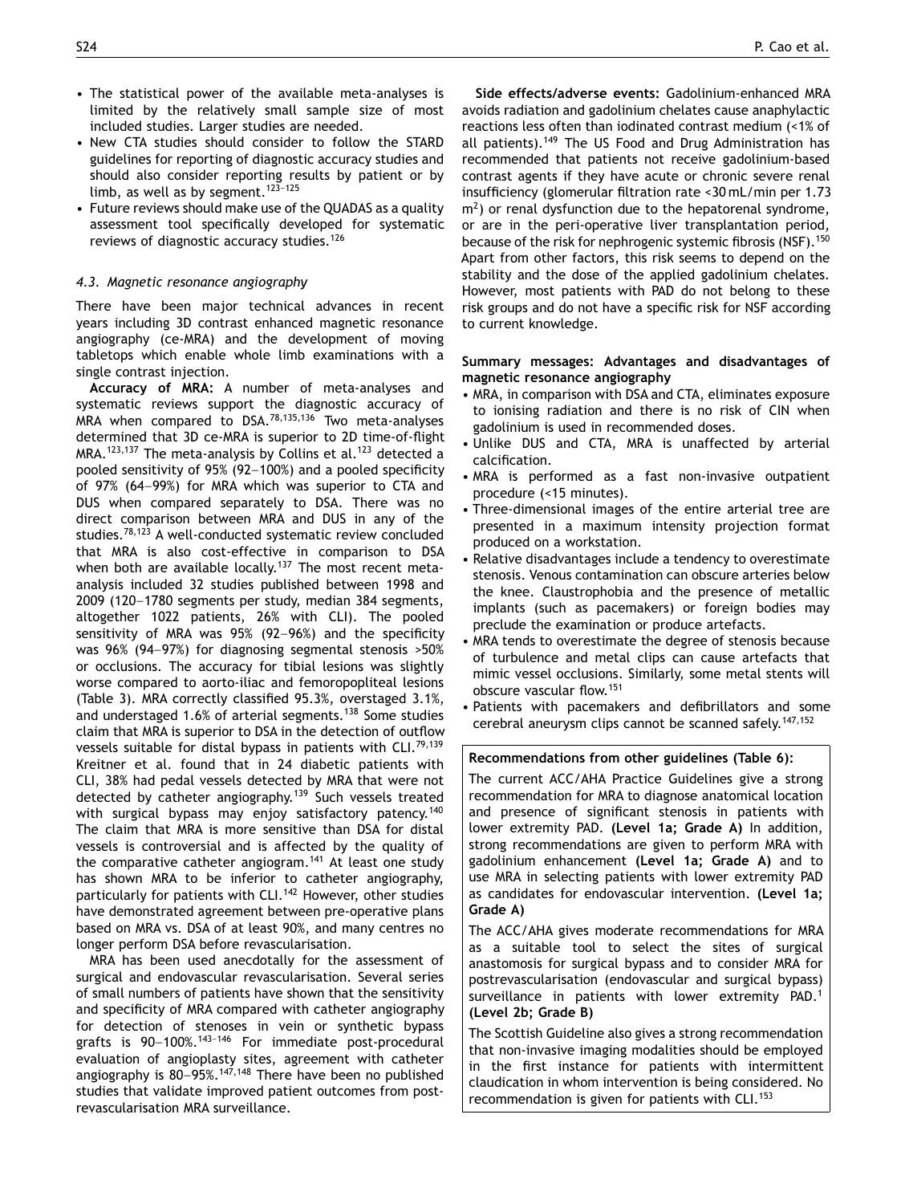- The statistical power of the available meta-analyses is limited by the relatively small sample size of most included studies. Larger studies are needed.
- New CTA studies should consider to follow the STARD guidelines for reporting of diagnostic accuracy studies and should also consider reporting results by patient or by limb, as well as by segment.[123–125]
- Future reviews should make use of the QUADAS as a quality assessment tool specifically developed for systematic reviews of diagnostic accuracy studies.[126]

### 4.3. Magnetic resonance angiography

There have been major technical advances in recent years including 3D contrast enhanced magnetic resonance angiography (ce-MRA) and the development of moving tabletops which enable whole limb examinations with a single contrast injection.

**Accuracy of MRA:** A number of meta-analyses and systematic reviews support the diagnostic accuracy of MRA when compared to DSA.[78,135,136] Two meta-analyses determined that 3D ce-MRA is superior to 2D time-of-flight MRA.[123,137] The meta-analysis by Collins et al.[123] detected a pooled sensitivity of 95% (92–100%) and a pooled specificity of 97% (64–99%) for MRA which was superior to CTA and DUS when compared separately to DSA. There was no direct comparison between MRA and DUS in any of the studies.[78,123] A well-conducted systematic review concluded that MRA is also cost-effective in comparison to DSA when both are available locally.[137] The most recent meta-analysis included 32 studies published between 1998 and 2009 (120–1780 segments per study, median 384 segments, altogether 1022 patients, 26% with CLI). The pooled sensitivity of MRA was 95% (92–96%) and the specificity was 96% (94–97%) for diagnosing segmental stenosis >50% or occlusions. The accuracy for tibial lesions was slightly worse compared to aorto-iliac and femoropopliteal lesions (Table 3). MRA correctly classified 95.3%, overstaged 3.1%, and understaged 1.6% of arterial segments.[138] Some studies claim that MRA is superior to DSA in the detection of outflow vessels suitable for distal bypass in patients with CLI.[79,139] Kreitner et al. found that in 24 diabetic patients with CLI, 38% had pedal vessels detected by MRA that were not detected by catheter angiography.[139] Such vessels treated with surgical bypass may enjoy satisfactory patency.[140] The claim that MRA is more sensitive than DSA for distal vessels is controversial and is affected by the quality of the comparative catheter angiogram.[141] At least one study has shown MRA to be inferior to catheter angiography, particularly for patients with CLI.[142] However, other studies have demonstrated agreement between pre-operative plans based on MRA vs. DSA of at least 90%, and many centres no longer perform DSA before revascularisation.

MRA has been used anecdotally for the assessment of surgical and endovascular revascularisation. Several series of small numbers of patients have shown that the sensitivity and specificity of MRA compared with catheter angiography for detection of stenoses in vein or synthetic bypass grafts is 90–100%.[143–146] For immediate post-procedural evaluation of angioplasty sites, agreement with catheter angiography is 80–95%.[147,148] There have been no published studies that validate improved patient outcomes from post-revascularisation MRA surveillance.

**Side effects/adverse events:** Gadolinium-enhanced MRA avoids radiation and gadolinium chelates cause anaphylactic reactions less often than iodinated contrast medium (<1% of all patients).[149] The US Food and Drug Administration has recommended that patients not receive gadolinium-based contrast agents if they have acute or chronic severe renal insufficiency (glomerular filtration rate <30 mL/min per 1.73 $m^2$) or renal dysfunction due to the hepatorenal syndrome, or are in the peri-operative liver transplantation period, because of the risk for nephrogenic systemic fibrosis (NSF).[150] Apart from other factors, this risk seems to depend on the stability and the dose of the applied gadolinium chelates. However, most patients with PAD do not belong to these risk groups and do not have a specific risk for NSF according to current knowledge.

**Summary messages: Advantages and disadvantages of magnetic resonance angiography**

- MRA, in comparison with DSA and CTA, eliminates exposure to ionising radiation and there is no risk of CIN when gadolinium is used in recommended doses.
- Unlike DUS and CTA, MRA is unaffected by arterial calcification.
- MRA is performed as a fast non-invasive outpatient procedure (<15 minutes).
- Three-dimensional images of the entire arterial tree are presented in a maximum intensity projection format produced on a workstation.
- Relative disadvantages include a tendency to overestimate stenosis. Venous contamination can obscure arteries below the knee. Claustrophobia and the presence of metallic implants (such as pacemakers) or foreign bodies may preclude the examination or produce artefacts.
- MRA tends to overestimate the degree of stenosis because of turbulence and metal clips can cause artefacts that mimic vessel occlusions. Similarly, some metal stents will obscure vascular flow.[151]
- Patients with pacemakers and defibrillators and some cerebral aneurysm clips cannot be scanned safely.[147,152]

**Recommendations from other guidelines (Table 6):**

The current ACC/AHA Practice Guidelines give a strong recommendation for MRA to diagnose anatomical location and presence of significant stenosis in patients with lower extremity PAD. **(Level 1a; Grade A)** In addition, strong recommendations are given to perform MRA with gadolinium enhancement **(Level 1a; Grade A)** and to use MRA in selecting patients with lower extremity PAD as candidates for endovascular intervention. **(Level 1a; Grade A)**

The ACC/AHA gives moderate recommendations for MRA as a suitable tool to select the sites of surgical anastomosis for surgical bypass and to consider MRA for postrevascularisation (endovascular and surgical bypass) surveillance in patients with lower extremity PAD.[1] **(Level 2b; Grade B)**

The Scottish Guideline also gives a strong recommendation that non-invasive imaging modalities should be employed in the first instance for patients with intermittent claudication in whom intervention is being considered. No recommendation is given for patients with CLI.[153]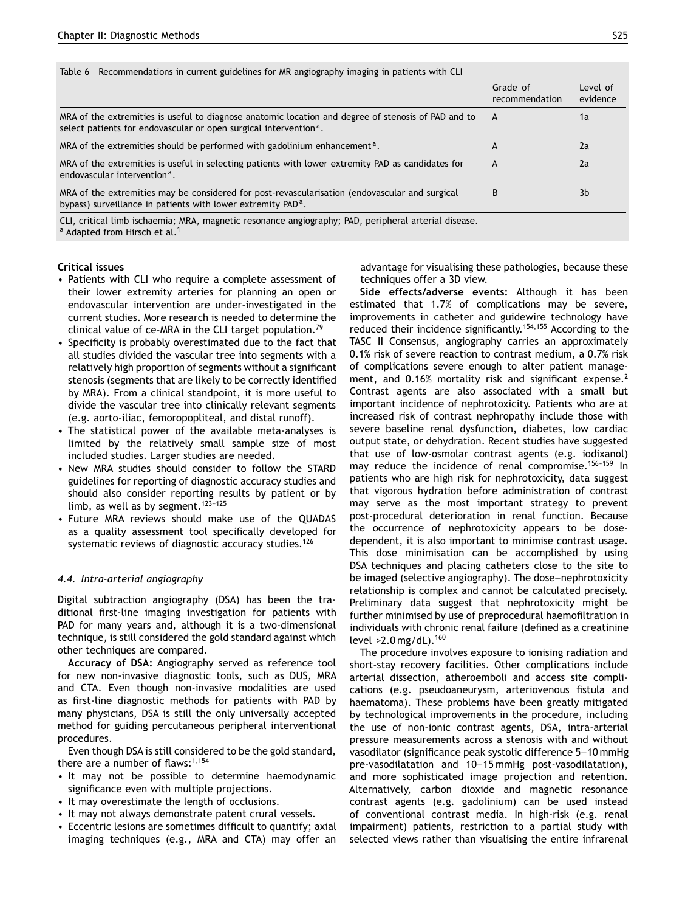Table 6 Recommendations in current guidelines for MR angiography imaging in patients with CLI

| | Grade of recommendation | Level of evidence |
|---|---|---|
| MRA of the extremities is useful to diagnose anatomic location and degree of stenosis of PAD and to select patients for endovascular or open surgical intervention[a]. | A | 1a |
| MRA of the extremities should be performed with gadolinium enhancement[a]. | A | 2a |
| MRA of the extremities is useful in selecting patients with lower extremity PAD as candidates for endovascular intervention[a]. | A | 2a |
| MRA of the extremities may be considered for post-revascularisation (endovascular and surgical bypass) surveillance in patients with lower extremity PAD[a]. | B | 3b |

CLI, critical limb ischaemia; MRA, magnetic resonance angiography; PAD, peripheral arterial disease.
[a] Adapted from Hirsch et al.[1]

**Critical issues**

- Patients with CLI who require a complete assessment of their lower extremity arteries for planning an open or endovascular intervention are under-investigated in the current studies. More research is needed to determine the clinical value of ce-MRA in the CLI target population.[79]
- Specificity is probably overestimated due to the fact that all studies divided the vascular tree into segments with a relatively high proportion of segments without a significant stenosis (segments that are likely to be correctly identified by MRA). From a clinical standpoint, it is more useful to divide the vascular tree into clinically relevant segments (e.g. aorto-iliac, femoropopliteal, and distal runoff).
- The statistical power of the available meta-analyses is limited by the relatively small sample size of most included studies. Larger studies are needed.
- New MRA studies should consider to follow the STARD guidelines for reporting of diagnostic accuracy studies and should also consider reporting results by patient or by limb, as well as by segment.[123–125]
- Future MRA reviews should make use of the QUADAS as a quality assessment tool specifically developed for systematic reviews of diagnostic accuracy studies.[126]

### *4.4. Intra-arterial angiography*

Digital subtraction angiography (DSA) has been the traditional first-line imaging investigation for patients with PAD for many years and, although it is a two-dimensional technique, is still considered the gold standard against which other techniques are compared.

**Accuracy of DSA:** Angiography served as reference tool for new non-invasive diagnostic tools, such as DUS, MRA and CTA. Even though non-invasive modalities are used as first-line diagnostic methods for patients with PAD by many physicians, DSA is still the only universally accepted method for guiding percutaneous peripheral interventional procedures.

Even though DSA is still considered to be the gold standard, there are a number of flaws:[1,154]

- It may not be possible to determine haemodynamic significance even with multiple projections.
- It may overestimate the length of occlusions.
- It may not always demonstrate patent crural vessels.
- Eccentric lesions are sometimes difficult to quantify; axial imaging techniques (e.g., MRA and CTA) may offer an advantage for visualising these pathologies, because these techniques offer a 3D view.

**Side effects/adverse events:** Although it has been estimated that 1.7% of complications may be severe, improvements in catheter and guidewire technology have reduced their incidence significantly.[154,155] According to the TASC II Consensus, angiography carries an approximately 0.1% risk of severe reaction to contrast medium, a 0.7% risk of complications severe enough to alter patient management, and 0.16% mortality risk and significant expense.[2] Contrast agents are also associated with a small but important incidence of nephrotoxicity. Patients who are at increased risk of contrast nephropathy include those with severe baseline renal dysfunction, diabetes, low cardiac output state, or dehydration. Recent studies have suggested that use of low-osmolar contrast agents (e.g. iodixanol) may reduce the incidence of renal compromise.[156–159] In patients who are high risk for nephrotoxicity, data suggest that vigorous hydration before administration of contrast may serve as the most important strategy to prevent post-procedural deterioration in renal function. Because the occurrence of nephrotoxicity appears to be dose-dependent, it is also important to minimise contrast usage. This dose minimisation can be accomplished by using DSA techniques and placing catheters close to the site to be imaged (selective angiography). The dose–nephrotoxicity relationship is complex and cannot be calculated precisely. Preliminary data suggest that nephrotoxicity might be further minimised by use of preprocedural haemofiltration in individuals with chronic renal failure (defined as a creatinine level >2.0 mg/dL).[160]

The procedure involves exposure to ionising radiation and short-stay recovery facilities. Other complications include arterial dissection, atheroemboli and access site complications (e.g. pseudoaneurysm, arteriovenous fistula and haematoma). These problems have been greatly mitigated by technological improvements in the procedure, including the use of non-ionic contrast agents, DSA, intra-arterial pressure measurements across a stenosis with and without vasodilator (significance peak systolic difference 5–10 mmHg pre-vasodilatation and 10–15 mmHg post-vasodilatation), and more sophisticated image projection and retention. Alternatively, carbon dioxide and magnetic resonance contrast agents (e.g. gadolinium) can be used instead of conventional contrast media. In high-risk (e.g. renal impairment) patients, restriction to a partial study with selected views rather than visualising the entire infrarenal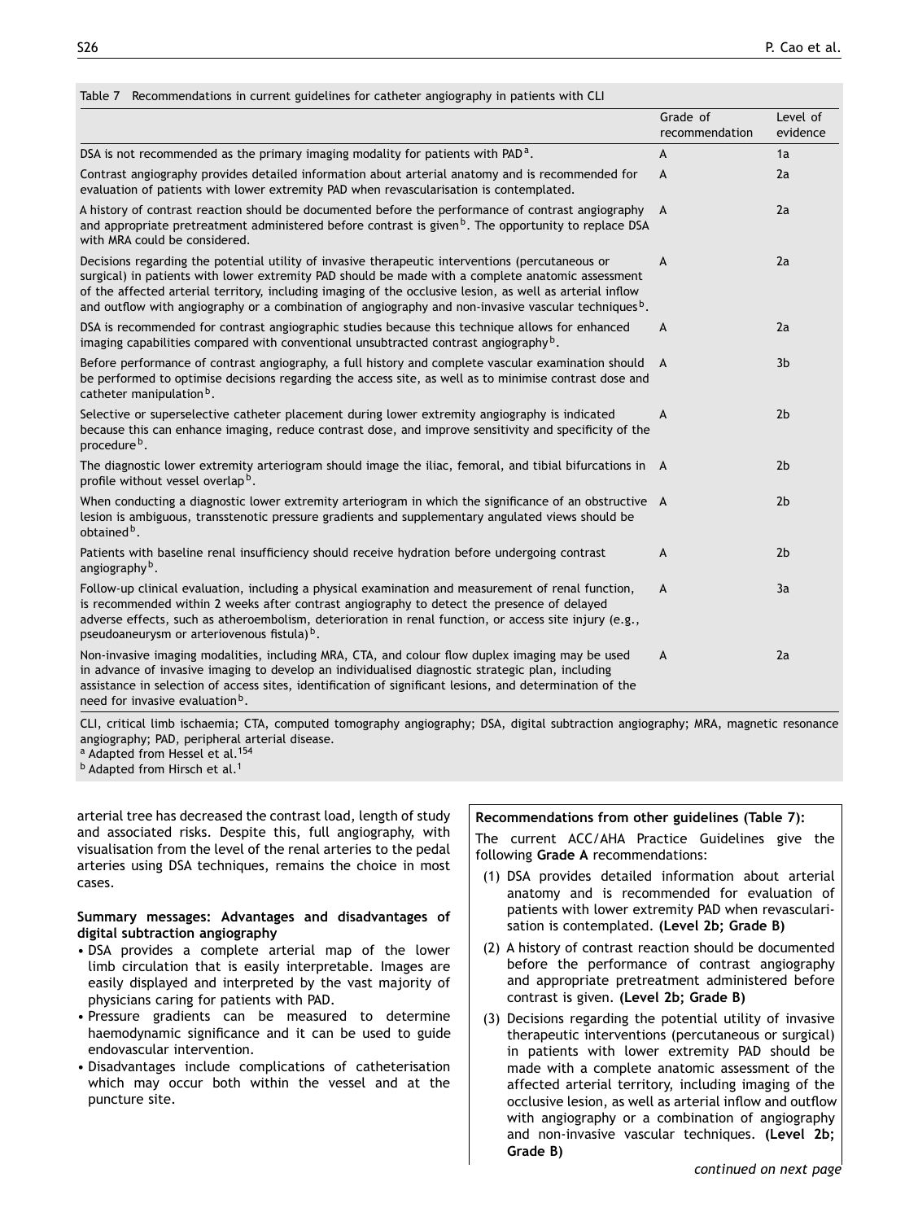Table 7 Recommendations in current guidelines for catheter angiography in patients with CLI

| | Grade of recommendation | Level of evidence |
|---|---|---|
| DSA is not recommended as the primary imaging modality for patients with PAD[a]. | A | 1a |
| Contrast angiography provides detailed information about arterial anatomy and is recommended for evaluation of patients with lower extremity PAD when revascularisation is contemplated. | A | 2a |
| A history of contrast reaction should be documented before the performance of contrast angiography and appropriate pretreatment administered before contrast is given[b]. The opportunity to replace DSA with MRA could be considered. | A | 2a |
| Decisions regarding the potential utility of invasive therapeutic interventions (percutaneous or surgical) in patients with lower extremity PAD should be made with a complete anatomic assessment of the affected arterial territory, including imaging of the occlusive lesion, as well as arterial inflow and outflow with angiography or a combination of angiography and non-invasive vascular techniques[b]. | A | 2a |
| DSA is recommended for contrast angiographic studies because this technique allows for enhanced imaging capabilities compared with conventional unsubtracted contrast angiography[b]. | A | 2a |
| Before performance of contrast angiography, a full history and complete vascular examination should be performed to optimise decisions regarding the access site, as well as to minimise contrast dose and catheter manipulation[b]. | A | 3b |
| Selective or superselective catheter placement during lower extremity angiography is indicated because this can enhance imaging, reduce contrast dose, and improve sensitivity and specificity of the procedure[b]. | A | 2b |
| The diagnostic lower extremity arteriogram should image the iliac, femoral, and tibial bifurcations in profile without vessel overlap[b]. | A | 2b |
| When conducting a diagnostic lower extremity arteriogram in which the significance of an obstructive lesion is ambiguous, transstenotic pressure gradients and supplementary angulated views should be obtained[b]. | A | 2b |
| Patients with baseline renal insufficiency should receive hydration before undergoing contrast angiography[b]. | A | 2b |
| Follow-up clinical evaluation, including a physical examination and measurement of renal function, is recommended within 2 weeks after contrast angiography to detect the presence of delayed adverse effects, such as atheroembolism, deterioration in renal function, or access site injury (e.g., pseudoaneurysm or arteriovenous fistula)[b]. | A | 3a |
| Non-invasive imaging modalities, including MRA, CTA, and colour flow duplex imaging may be used in advance of invasive imaging to develop an individualised diagnostic strategic plan, including assistance in selection of access sites, identification of significant lesions, and determination of the need for invasive evaluation[b]. | A | 2a |

CLI, critical limb ischaemia; CTA, computed tomography angiography; DSA, digital subtraction angiography; MRA, magnetic resonance angiography; PAD, peripheral arterial disease.
[a] Adapted from Hessel et al.[154]
[b] Adapted from Hirsch et al.[1]

arterial tree has decreased the contrast load, length of study and associated risks. Despite this, full angiography, with visualisation from the level of the renal arteries to the pedal arteries using DSA techniques, remains the choice in most cases.

**Summary messages: Advantages and disadvantages of digital subtraction angiography**

- DSA provides a complete arterial map of the lower limb circulation that is easily interpretable. Images are easily displayed and interpreted by the vast majority of physicians caring for patients with PAD.
- Pressure gradients can be measured to determine haemodynamic significance and it can be used to guide endovascular intervention.
- Disadvantages include complications of catheterisation which may occur both within the vessel and at the puncture site.

**Recommendations from other guidelines (Table 7):**

The current ACC/AHA Practice Guidelines give the following **Grade A** recommendations:

(1) DSA provides detailed information about arterial anatomy and is recommended for evaluation of patients with lower extremity PAD when revascularisation is contemplated. **(Level 2b; Grade B)**

(2) A history of contrast reaction should be documented before the performance of contrast angiography and appropriate pretreatment administered before contrast is given. **(Level 2b; Grade B)**

(3) Decisions regarding the potential utility of invasive therapeutic interventions (percutaneous or surgical) in patients with lower extremity PAD should be made with a complete anatomic assessment of the affected arterial territory, including imaging of the occlusive lesion, as well as arterial inflow and outflow with angiography or a combination of angiography and non-invasive vascular techniques. **(Level 2b; Grade B)**

*continued on next page*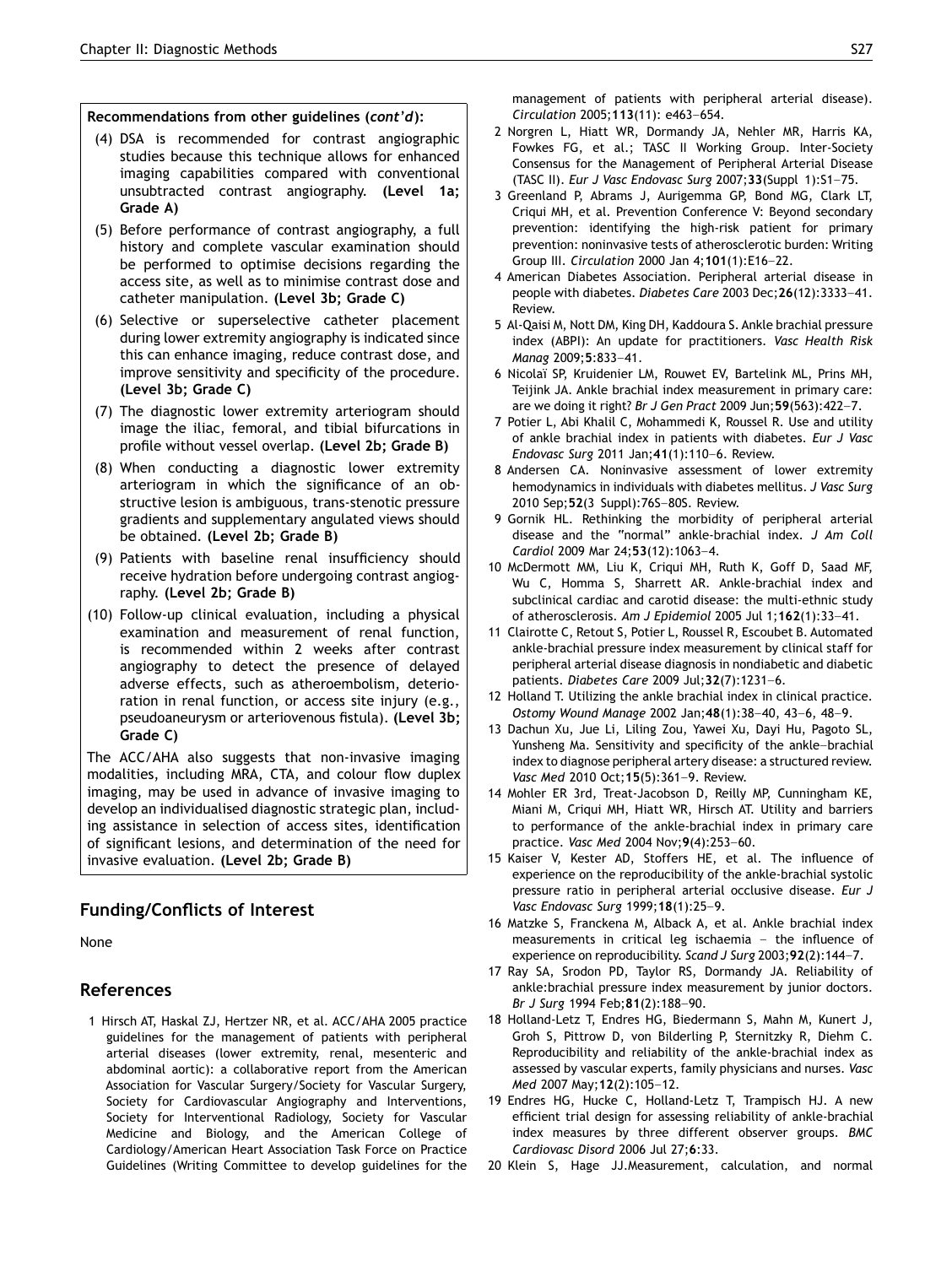**Recommendations from other guidelines (*cont'd*):**

(4) DSA is recommended for contrast angiographic studies because this technique allows for enhanced imaging capabilities compared with conventional unsubtracted contrast angiography. **(Level 1a; Grade A)**

(5) Before performance of contrast angiography, a full history and complete vascular examination should be performed to optimise decisions regarding the access site, as well as to minimise contrast dose and catheter manipulation. **(Level 3b; Grade C)**

(6) Selective or superselective catheter placement during lower extremity angiography is indicated since this can enhance imaging, reduce contrast dose, and improve sensitivity and specificity of the procedure. **(Level 3b; Grade C)**

(7) The diagnostic lower extremity arteriogram should image the iliac, femoral, and tibial bifurcations in profile without vessel overlap. **(Level 2b; Grade B)**

(8) When conducting a diagnostic lower extremity arteriogram in which the significance of an obstructive lesion is ambiguous, trans-stenotic pressure gradients and supplementary angulated views should be obtained. **(Level 2b; Grade B)**

(9) Patients with baseline renal insufficiency should receive hydration before undergoing contrast angiography. **(Level 2b; Grade B)**

(10) Follow-up clinical evaluation, including a physical examination and measurement of renal function, is recommended within 2 weeks after contrast angiography to detect the presence of delayed adverse effects, such as atheroembolism, deterioration in renal function, or access site injury (e.g., pseudoaneurysm or arteriovenous fistula). **(Level 3b; Grade C)**

The ACC/AHA also suggests that non-invasive imaging modalities, including MRA, CTA, and colour flow duplex imaging, may be used in advance of invasive imaging to develop an individualised diagnostic strategic plan, including assistance in selection of access sites, identification of significant lesions, and determination of the need for invasive evaluation. **(Level 2b; Grade B)**

## Funding/Conflicts of Interest

None

## References

1 Hirsch AT, Haskal ZJ, Hertzer NR, et al. ACC/AHA 2005 practice guidelines for the management of patients with peripheral arterial diseases (lower extremity, renal, mesenteric and abdominal aortic): a collaborative report from the American Association for Vascular Surgery/Society for Vascular Surgery, Society for Cardiovascular Angiography and Interventions, Society for Interventional Radiology, Society for Vascular Medicine and Biology, and the American College of Cardiology/American Heart Association Task Force on Practice Guidelines (Writing Committee to develop guidelines for the management of patients with peripheral arterial disease). *Circulation* 2005;**113**(11): e463–654.

2 Norgren L, Hiatt WR, Dormandy JA, Nehler MR, Harris KA, Fowkes FG, et al.; TASC II Working Group. Inter-Society Consensus for the Management of Peripheral Arterial Disease (TASC II). *Eur J Vasc Endovasc Surg* 2007;**33**(Suppl 1):S1–75.

3 Greenland P, Abrams J, Aurigemma GP, Bond MG, Clark LT, Criqui MH, et al. Prevention Conference V: Beyond secondary prevention: identifying the high-risk patient for primary prevention: noninvasive tests of atherosclerotic burden: Writing Group III. *Circulation* 2000 Jan 4;**101**(1):E16–22.

4 American Diabetes Association. Peripheral arterial disease in people with diabetes. *Diabetes Care* 2003 Dec;**26**(12):3333–41. Review.

5 Al-Qaisi M, Nott DM, King DH, Kaddoura S. Ankle brachial pressure index (ABPI): An update for practitioners. *Vasc Health Risk Manag* 2009;**5**:833–41.

6 Nicolaï SP, Kruidenier LM, Rouwet EV, Bartelink ML, Prins MH, Teijink JA. Ankle brachial index measurement in primary care: are we doing it right? *Br J Gen Pract* 2009 Jun;**59**(563):422–7.

7 Potier L, Abi Khalil C, Mohammedi K, Roussel R. Use and utility of ankle brachial index in patients with diabetes. *Eur J Vasc Endovasc Surg* 2011 Jan;**41**(1):110–6. Review.

8 Andersen CA. Noninvasive assessment of lower extremity hemodynamics in individuals with diabetes mellitus. *J Vasc Surg* 2010 Sep;**52**(3 Suppl):76S–80S. Review.

9 Gornik HL. Rethinking the morbidity of peripheral arterial disease and the "normal" ankle-brachial index. *J Am Coll Cardiol* 2009 Mar 24;**53**(12):1063–4.

10 McDermott MM, Liu K, Criqui MH, Ruth K, Goff D, Saad MF, Wu C, Homma S, Sharrett AR. Ankle-brachial index and subclinical cardiac and carotid disease: the multi-ethnic study of atherosclerosis. *Am J Epidemiol* 2005 Jul 1;**162**(1):33–41.

11 Clairotte C, Retout S, Potier L, Roussel R, Escoubet B. Automated ankle-brachial pressure index measurement by clinical staff for peripheral arterial disease diagnosis in nondiabetic and diabetic patients. *Diabetes Care* 2009 Jul;**32**(7):1231–6.

12 Holland T. Utilizing the ankle brachial index in clinical practice. *Ostomy Wound Manage* 2002 Jan;**48**(1):38–40, 43–6, 48–9.

13 Dachun Xu, Jue Li, Liling Zou, Yawei Xu, Dayi Hu, Pagoto SL, Yunsheng Ma. Sensitivity and specificity of the ankle–brachial index to diagnose peripheral artery disease: a structured review. *Vasc Med* 2010 Oct;**15**(5):361–9. Review.

14 Mohler ER 3rd, Treat-Jacobson D, Reilly MP, Cunningham KE, Miani M, Criqui MH, Hiatt WR, Hirsch AT. Utility and barriers to performance of the ankle-brachial index in primary care practice. *Vasc Med* 2004 Nov;**9**(4):253–60.

15 Kaiser V, Kester AD, Stoffers HE, et al. The influence of experience on the reproducibility of the ankle-brachial systolic pressure ratio in peripheral arterial occlusive disease. *Eur J Vasc Endovasc Surg* 1999;**18**(1):25–9.

16 Matzke S, Franckena M, Alback A, et al. Ankle brachial index measurements in critical leg ischaemia – the influence of experience on reproducibility. *Scand J Surg* 2003;**92**(2):144–7.

17 Ray SA, Srodon PD, Taylor RS, Dormandy JA. Reliability of ankle:brachial pressure index measurement by junior doctors. *Br J Surg* 1994 Feb;**81**(2):188–90.

18 Holland-Letz T, Endres HG, Biedermann S, Mahn M, Kunert J, Groh S, Pittrow D, von Bilderling P, Sternitzky R, Diehm C. Reproducibility and reliability of the ankle-brachial index as assessed by vascular experts, family physicians and nurses. *Vasc Med* 2007 May;**12**(2):105–12.

19 Endres HG, Hucke C, Holland-Letz T, Trampisch HJ. A new efficient trial design for assessing reliability of ankle-brachial index measures by three different observer groups. *BMC Cardiovasc Disord* 2006 Jul 27;**6**:33.

20 Klein S, Hage JJ.Measurement, calculation, and normal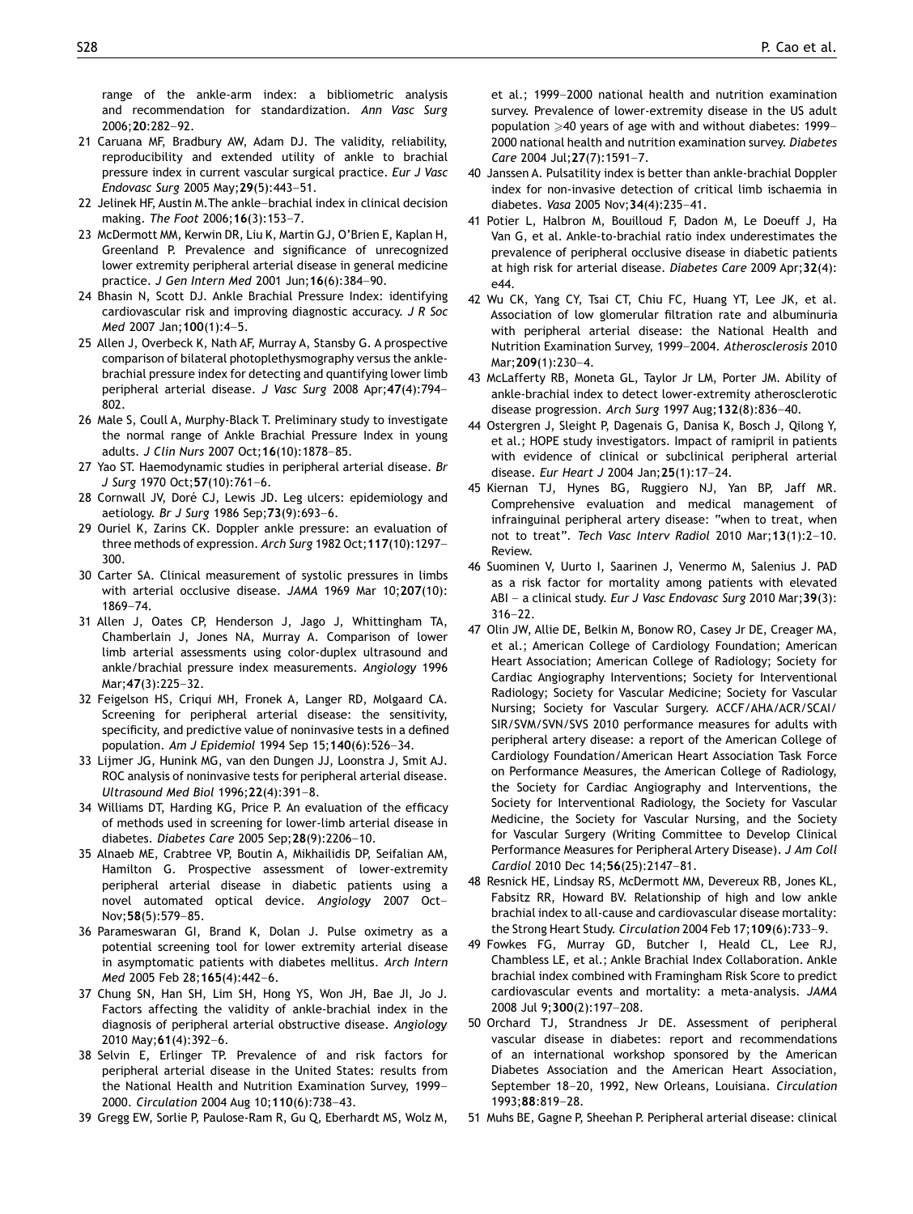range of the ankle-arm index: a bibliometric analysis and recommendation for standardization. *Ann Vasc Surg* 2006;**20**:282–92.

21 Caruana MF, Bradbury AW, Adam DJ. The validity, reliability, reproducibility and extended utility of ankle to brachial pressure index in current vascular surgical practice. *Eur J Vasc Endovasc Surg* 2005 May;**29**(5):443–51.

22 Jelinek HF, Austin M. The ankle–brachial index in clinical decision making. *The Foot* 2006;**16**(3):153–7.

23 McDermott MM, Kerwin DR, Liu K, Martin GJ, O'Brien E, Kaplan H, Greenland P. Prevalence and significance of unrecognized lower extremity peripheral arterial disease in general medicine practice. *J Gen Intern Med* 2001 Jun;**16**(6):384–90.

24 Bhasin N, Scott DJ. Ankle Brachial Pressure Index: identifying cardiovascular risk and improving diagnostic accuracy. *J R Soc Med* 2007 Jan;**100**(1):4–5.

25 Allen J, Overbeck K, Nath AF, Murray A, Stansby G. A prospective comparison of bilateral photoplethysmography versus the ankle-brachial pressure index for detecting and quantifying lower limb peripheral arterial disease. *J Vasc Surg* 2008 Apr;**47**(4):794–802.

26 Male S, Coull A, Murphy-Black T. Preliminary study to investigate the normal range of Ankle Brachial Pressure Index in young adults. *J Clin Nurs* 2007 Oct;**16**(10):1878–85.

27 Yao ST. Haemodynamic studies in peripheral arterial disease. *Br J Surg* 1970 Oct;**57**(10):761–6.

28 Cornwall JV, Doré CJ, Lewis JD. Leg ulcers: epidemiology and aetiology. *Br J Surg* 1986 Sep;**73**(9):693–6.

29 Ouriel K, Zarins CK. Doppler ankle pressure: an evaluation of three methods of expression. *Arch Surg* 1982 Oct;**117**(10):1297–300.

30 Carter SA. Clinical measurement of systolic pressures in limbs with arterial occlusive disease. *JAMA* 1969 Mar 10;**207**(10):1869–74.

31 Allen J, Oates CP, Henderson J, Jago J, Whittingham TA, Chamberlain J, Jones NA, Murray A. Comparison of lower limb arterial assessments using color-duplex ultrasound and ankle/brachial pressure index measurements. *Angiology* 1996 Mar;**47**(3):225–32.

32 Feigelson HS, Criqui MH, Fronek A, Langer RD, Molgaard CA. Screening for peripheral arterial disease: the sensitivity, specificity, and predictive value of noninvasive tests in a defined population. *Am J Epidemiol* 1994 Sep 15;**140**(6):526–34.

33 Lijmer JG, Hunink MG, van den Dungen JJ, Loonstra J, Smit AJ. ROC analysis of noninvasive tests for peripheral arterial disease. *Ultrasound Med Biol* 1996;**22**(4):391–8.

34 Williams DT, Harding KG, Price P. An evaluation of the efficacy of methods used in screening for lower-limb arterial disease in diabetes. *Diabetes Care* 2005 Sep;**28**(9):2206–10.

35 Alnaeb ME, Crabtree VP, Boutin A, Mikhailidis DP, Seifalian AM, Hamilton G. Prospective assessment of lower-extremity peripheral arterial disease in diabetic patients using a novel automated optical device. *Angiology* 2007 Oct–Nov;**58**(5):579–85.

36 Parameswaran GI, Brand K, Dolan J. Pulse oximetry as a potential screening tool for lower extremity arterial disease in asymptomatic patients with diabetes mellitus. *Arch Intern Med* 2005 Feb 28;**165**(4):442–6.

37 Chung SN, Han SH, Lim SH, Hong YS, Won JH, Bae JI, Jo J. Factors affecting the validity of ankle-brachial index in the diagnosis of peripheral arterial obstructive disease. *Angiology* 2010 May;**61**(4):392–6.

38 Selvin E, Erlinger TP. Prevalence of and risk factors for peripheral arterial disease in the United States: results from the National Health and Nutrition Examination Survey, 1999–2000. *Circulation* 2004 Aug 10;**110**(6):738–43.

39 Gregg EW, Sorlie P, Paulose-Ram R, Gu Q, Eberhardt MS, Wolz M, et al.; 1999–2000 national health and nutrition examination survey. Prevalence of lower-extremity disease in the US adult population ⩾40 years of age with and without diabetes: 1999–2000 national health and nutrition examination survey. *Diabetes Care* 2004 Jul;**27**(7):1591–7.

40 Janssen A. Pulsatility index is better than ankle-brachial Doppler index for non-invasive detection of critical limb ischaemia in diabetes. *Vasa* 2005 Nov;**34**(4):235–41.

41 Potier L, Halbron M, Bouilloud F, Dadon M, Le Doeuff J, Ha Van G, et al. Ankle-to-brachial ratio index underestimates the prevalence of peripheral occlusive disease in diabetic patients at high risk for arterial disease. *Diabetes Care* 2009 Apr;**32**(4):e44.

42 Wu CK, Yang CY, Tsai CT, Chiu FC, Huang YT, Lee JK, et al. Association of low glomerular filtration rate and albuminuria with peripheral arterial disease: the National Health and Nutrition Examination Survey, 1999–2004. *Atherosclerosis* 2010 Mar;**209**(1):230–4.

43 McLafferty RB, Moneta GL, Taylor Jr LM, Porter JM. Ability of ankle-brachial index to detect lower-extremity atherosclerotic disease progression. *Arch Surg* 1997 Aug;**132**(8):836–40.

44 Ostergren J, Sleight P, Dagenais G, Danisa K, Bosch J, Qilong Y, et al.; HOPE study investigators. Impact of ramipril in patients with evidence of clinical or subclinical peripheral arterial disease. *Eur Heart J* 2004 Jan;**25**(1):17–24.

45 Kiernan TJ, Hynes BG, Ruggiero NJ, Yan BP, Jaff MR. Comprehensive evaluation and medical management of infrainguinal peripheral artery disease: "when to treat, when not to treat". *Tech Vasc Interv Radiol* 2010 Mar;**13**(1):2–10. Review.

46 Suominen V, Uurto I, Saarinen J, Venermo M, Salenius J. PAD as a risk factor for mortality among patients with elevated ABI – a clinical study. *Eur J Vasc Endovasc Surg* 2010 Mar;**39**(3):316–22.

47 Olin JW, Allie DE, Belkin M, Bonow RO, Casey Jr DE, Creager MA, et al.; American College of Cardiology Foundation; American Heart Association; American College of Radiology; Society for Cardiac Angiography Interventions; Society for Interventional Radiology; Society for Vascular Medicine; Society for Vascular Nursing; Society for Vascular Surgery. ACCF/AHA/ACR/SCAI/SIR/SVM/SVN/SVS 2010 performance measures for adults with peripheral artery disease: a report of the American College of Cardiology Foundation/American Heart Association Task Force on Performance Measures, the American College of Radiology, the Society for Cardiac Angiography and Interventions, the Society for Interventional Radiology, the Society for Vascular Medicine, the Society for Vascular Nursing, and the Society for Vascular Surgery (Writing Committee to Develop Clinical Performance Measures for Peripheral Artery Disease). *J Am Coll Cardiol* 2010 Dec 14;**56**(25):2147–81.

48 Resnick HE, Lindsay RS, McDermott MM, Devereux RB, Jones KL, Fabsitz RR, Howard BV. Relationship of high and low ankle brachial index to all-cause and cardiovascular disease mortality: the Strong Heart Study. *Circulation* 2004 Feb 17;**109**(6):733–9.

49 Fowkes FG, Murray GD, Butcher I, Heald CL, Lee RJ, Chambless LE, et al.; Ankle Brachial Index Collaboration. Ankle brachial index combined with Framingham Risk Score to predict cardiovascular events and mortality: a meta-analysis. *JAMA* 2008 Jul 9;**300**(2):197–208.

50 Orchard TJ, Strandness Jr DE. Assessment of peripheral vascular disease in diabetes: report and recommendations of an international workshop sponsored by the American Diabetes Association and the American Heart Association, September 18–20, 1992, New Orleans, Louisiana. *Circulation* 1993;**88**:819–28.

51 Muhs BE, Gagne P, Sheehan P. Peripheral arterial disease: clinical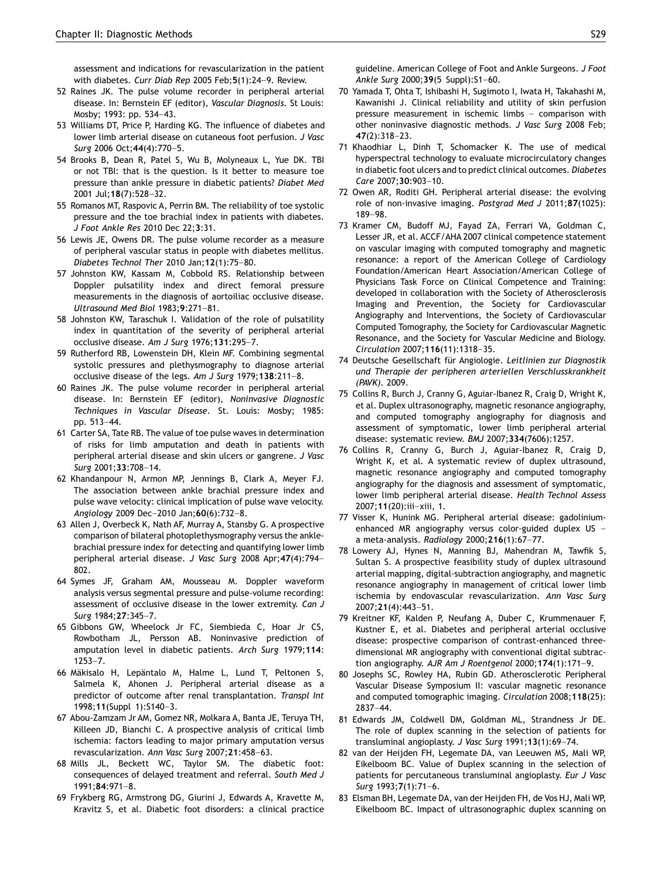assessment and indications for revascularization in the patient with diabetes. *Curr Diab Rep* 2005 Feb;**5**(1):24–9. Review.

52 Raines JK. The pulse volume recorder in peripheral arterial disease. In: Bernstein EF (editor), *Vascular Diagnosis*. St Louis: Mosby; 1993: pp. 534–43.

53 Williams DT, Price P, Harding KG. The influence of diabetes and lower limb arterial disease on cutaneous foot perfusion. *J Vasc Surg* 2006 Oct;**44**(4):770–5.

54 Brooks B, Dean R, Patel S, Wu B, Molyneaux L, Yue DK. TBI or not TBI: that is the question. Is it better to measure toe pressure than ankle pressure in diabetic patients? *Diabet Med* 2001 Jul;**18**(7):528–32.

55 Romanos MT, Raspovic A, Perrin BM. The reliability of toe systolic pressure and the toe brachial index in patients with diabetes. *J Foot Ankle Res* 2010 Dec 22;**3**:31.

56 Lewis JE, Owens DR. The pulse volume recorder as a measure of peripheral vascular status in people with diabetes mellitus. *Diabetes Technol Ther* 2010 Jan;**12**(1):75–80.

57 Johnston KW, Kassam M, Cobbold RS. Relationship between Doppler pulsatility index and direct femoral pressure measurements in the diagnosis of aortoiliac occlusive disease. *Ultrasound Med Biol* 1983;**9**:271–81.

58 Johnston KW, Taraschuk I. Validation of the role of pulsatility index in quantitation of the severity of peripheral arterial occlusive disease. *Am J Surg* 1976;**131**:295–7.

59 Rutherford RB, Lowenstein DH, Klein MF. Combining segmental systolic pressures and plethysmography to diagnose arterial occlusive disease of the legs. *Am J Surg* 1979;**138**:211–8.

60 Raines JK. The pulse volume recorder in peripheral arterial disease. In: Bernstein EF (editor), *Noninvasive Diagnostic Techniques in Vascular Disease*. St. Louis: Mosby; 1985: pp. 513–44.

61 Carter SA, Tate RB. The value of toe pulse waves in determination of risks for limb amputation and death in patients with peripheral arterial disease and skin ulcers or gangrene. *J Vasc Surg* 2001;**33**:708–14.

62 Khandanpour N, Armon MP, Jennings B, Clark A, Meyer FJ. The association between ankle brachial pressure index and pulse wave velocity: clinical implication of pulse wave velocity. *Angiology* 2009 Dec–2010 Jan;**60**(6):732–8.

63 Allen J, Overbeck K, Nath AF, Murray A, Stansby G. A prospective comparison of bilateral photoplethysmography versus the ankle-brachial pressure index for detecting and quantifying lower limb peripheral arterial disease. *J Vasc Surg* 2008 Apr;**47**(4):794–802.

64 Symes JF, Graham AM, Mousseau M. Doppler waveform analysis versus segmental pressure and pulse-volume recording: assessment of occlusive disease in the lower extremity. *Can J Surg* 1984;**27**:345–7.

65 Gibbons GW, Wheelock Jr FC, Siembieda C, Hoar Jr CS, Rowbotham JL, Persson AB. Noninvasive prediction of amputation level in diabetic patients. *Arch Surg* 1979;**114**: 1253–7.

66 Mäkisalo H, Lepäntalo M, Halme L, Lund T, Peltonen S, Salmela K, Ahonen J. Peripheral arterial disease as a predictor of outcome after renal transplantation. *Transpl Int* 1998;**11**(Suppl 1):S140–3.

67 Abou-Zamzam Jr AM, Gomez NR, Molkara A, Banta JE, Teruya TH, Killeen JD, Bianchi C. A prospective analysis of critical limb ischemia: factors leading to major primary amputation versus revascularization. *Ann Vasc Surg* 2007;**21**:458–63.

68 Mills JL, Beckett WC, Taylor SM. The diabetic foot: consequences of delayed treatment and referral. *South Med J* 1991;**84**:971–8.

69 Frykberg RG, Armstrong DG, Giurini J, Edwards A, Kravette M, Kravitz S, et al. Diabetic foot disorders: a clinical practice guideline. American College of Foot and Ankle Surgeons. *J Foot Ankle Surg* 2000;**39**(5 Suppl):S1–60.

70 Yamada T, Ohta T, Ishibashi H, Sugimoto I, Iwata H, Takahashi M, Kawanishi J. Clinical reliability and utility of skin perfusion pressure measurement in ischemic limbs – comparison with other noninvasive diagnostic methods. *J Vasc Surg* 2008 Feb; **47**(2):318–23.

71 Khaodhiar L, Dinh T, Schomacker K. The use of medical hyperspectral technology to evaluate microcirculatory changes in diabetic foot ulcers and to predict clinical outcomes. *Diabetes Care* 2007;**30**:903–10.

72 Owen AR, Roditi GH. Peripheral arterial disease: the evolving role of non-invasive imaging. *Postgrad Med J* 2011;**87**(1025): 189–98.

73 Kramer CM, Budoff MJ, Fayad ZA, Ferrari VA, Goldman C, Lesser JR, et al. ACCF/AHA 2007 clinical competence statement on vascular imaging with computed tomography and magnetic resonance: a report of the American College of Cardiology Foundation/American Heart Association/American College of Physicians Task Force on Clinical Competence and Training: developed in collaboration with the Society of Atherosclerosis Imaging and Prevention, the Society for Cardiovascular Angiography and Interventions, the Society of Cardiovascular Computed Tomography, the Society for Cardiovascular Magnetic Resonance, and the Society for Vascular Medicine and Biology. *Circulation* 2007;**116**(11):1318–35.

74 Deutsche Gesellschaft für Angiologie. *Leitlinien zur Diagnostik und Therapie der peripheren arteriellen Verschlusskrankheit (PAVK)*. 2009.

75 Collins R, Burch J, Cranny G, Aguiar-Ibanez R, Craig D, Wright K, et al. Duplex ultrasonography, magnetic resonance angiography, and computed tomography angiography for diagnosis and assessment of symptomatic, lower limb peripheral arterial disease: systematic review. *BMJ* 2007;**334**(7606):1257.

76 Collins R, Cranny G, Burch J, Aguiar-Ibanez R, Craig D, Wright K, et al. A systematic review of duplex ultrasound, magnetic resonance angiography and computed tomography angiography for the diagnosis and assessment of symptomatic, lower limb peripheral arterial disease. *Health Technol Assess* 2007;**11**(20):iii–xiii, 1.

77 Visser K, Hunink MG. Peripheral arterial disease: gadolinium-enhanced MR angiography versus color-guided duplex US – a meta-analysis. *Radiology* 2000;**216**(1):67–77.

78 Lowery AJ, Hynes N, Manning BJ, Mahendran M, Tawfik S, Sultan S. A prospective feasibility study of duplex ultrasound arterial mapping, digital-subtraction angiography, and magnetic resonance angiography in management of critical lower limb ischemia by endovascular revascularization. *Ann Vasc Surg* 2007;**21**(4):443–51.

79 Kreitner KF, Kalden P, Neufang A, Duber C, Krummenauer F, Kustner E, et al. Diabetes and peripheral arterial occlusive disease: prospective comparison of contrast-enhanced three-dimensional MR angiography with conventional digital subtraction angiography. *AJR Am J Roentgenol* 2000;**174**(1):171–9.

80 Josephs SC, Rowley HA, Rubin GD. Atherosclerotic Peripheral Vascular Disease Symposium II: vascular magnetic resonance and computed tomographic imaging. *Circulation* 2008;**118**(25): 2837–44.

81 Edwards JM, Coldwell DM, Goldman ML, Strandness Jr DE. The role of duplex scanning in the selection of patients for transluminal angioplasty. *J Vasc Surg* 1991;**13**(1):69–74.

82 van der Heijden FH, Legemate DA, van Leeuwen MS, Mali WP, Eikelboom BC. Value of Duplex scanning in the selection of patients for percutaneous transluminal angioplasty. *Eur J Vasc Surg* 1993;**7**(1):71–6.

83 Elsman BH, Legemate DA, van der Heijden FH, de Vos HJ, Mali WP, Eikelboom BC. Impact of ultrasonographic duplex scanning on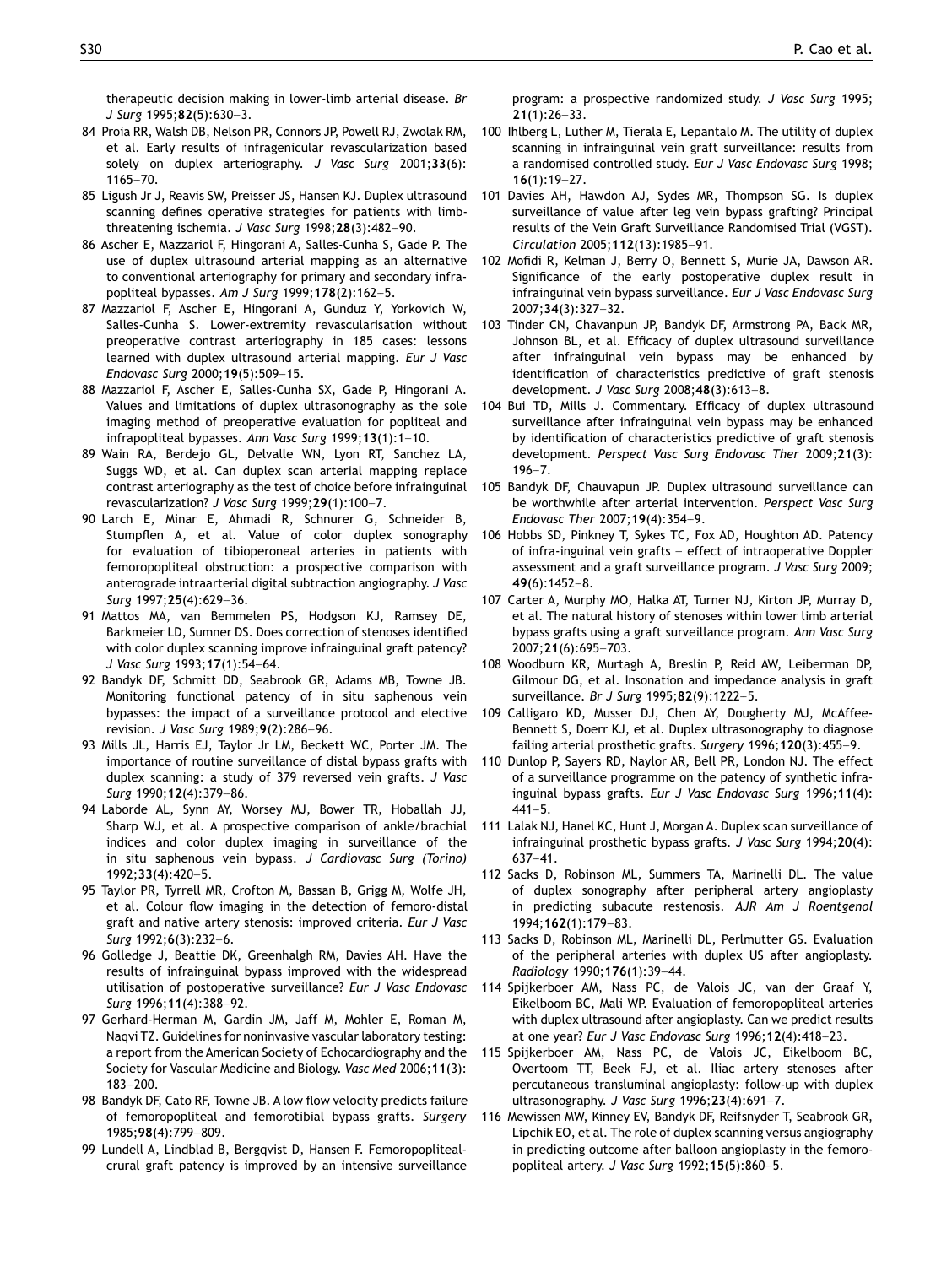therapeutic decision making in lower-limb arterial disease. *Br J Surg* 1995;**82**(5):630–3.

84 Proia RR, Walsh DB, Nelson PR, Connors JP, Powell RJ, Zwolak RM, et al. Early results of infragenicular revascularization based solely on duplex arteriography. *J Vasc Surg* 2001;**33**(6): 1165–70.

85 Ligush Jr J, Reavis SW, Preisser JS, Hansen KJ. Duplex ultrasound scanning defines operative strategies for patients with limb-threatening ischemia. *J Vasc Surg* 1998;**28**(3):482–90.

86 Ascher E, Mazzariol F, Hingorani A, Salles-Cunha S, Gade P. The use of duplex ultrasound arterial mapping as an alternative to conventional arteriography for primary and secondary infrapopliteal bypasses. *Am J Surg* 1999;**178**(2):162–5.

87 Mazzariol F, Ascher E, Hingorani A, Gunduz Y, Yorkovich W, Salles-Cunha S. Lower-extremity revascularisation without preoperative contrast arteriography in 185 cases: lessons learned with duplex ultrasound arterial mapping. *Eur J Vasc Endovasc Surg* 2000;**19**(5):509–15.

88 Mazzariol F, Ascher E, Salles-Cunha SX, Gade P, Hingorani A. Values and limitations of duplex ultrasonography as the sole imaging method of preoperative evaluation for popliteal and infrapopliteal bypasses. *Ann Vasc Surg* 1999;**13**(1):1–10.

89 Wain RA, Berdejo GL, Delvalle WN, Lyon RT, Sanchez LA, Suggs WD, et al. Can duplex scan arterial mapping replace contrast arteriography as the test of choice before infrainguinal revascularization? *J Vasc Surg* 1999;**29**(1):100–7.

90 Larch E, Minar E, Ahmadi R, Schnurer G, Schneider B, Stumpflen A, et al. Value of color duplex sonography for evaluation of tibioperoneal arteries in patients with femoropopliteal obstruction: a prospective comparison with anterograde intraarterial digital subtraction angiography. *J Vasc Surg* 1997;**25**(4):629–36.

91 Mattos MA, van Bemmelen PS, Hodgson KJ, Ramsey DE, Barkmeier LD, Sumner DS. Does correction of stenoses identified with color duplex scanning improve infrainguinal graft patency? *J Vasc Surg* 1993;**17**(1):54–64.

92 Bandyk DF, Schmitt DD, Seabrook GR, Adams MB, Towne JB. Monitoring functional patency of in situ saphenous vein bypasses: the impact of a surveillance protocol and elective revision. *J Vasc Surg* 1989;**9**(2):286–96.

93 Mills JL, Harris EJ, Taylor Jr LM, Beckett WC, Porter JM. The importance of routine surveillance of distal bypass grafts with duplex scanning: a study of 379 reversed vein grafts. *J Vasc Surg* 1990;**12**(4):379–86.

94 Laborde AL, Synn AY, Worsey MJ, Bower TR, Hoballah JJ, Sharp WJ, et al. A prospective comparison of ankle/brachial indices and color duplex imaging in surveillance of the in situ saphenous vein bypass. *J Cardiovasc Surg (Torino)* 1992;**33**(4):420–5.

95 Taylor PR, Tyrrell MR, Crofton M, Bassan B, Grigg M, Wolfe JH, et al. Colour flow imaging in the detection of femoro-distal graft and native artery stenosis: improved criteria. *Eur J Vasc Surg* 1992;**6**(3):232–6.

96 Golledge J, Beattie DK, Greenhalgh RM, Davies AH. Have the results of infrainguinal bypass improved with the widespread utilisation of postoperative surveillance? *Eur J Vasc Endovasc Surg* 1996;**11**(4):388–92.

97 Gerhard-Herman M, Gardin JM, Jaff M, Mohler E, Roman M, Naqvi TZ. Guidelines for noninvasive vascular laboratory testing: a report from the American Society of Echocardiography and the Society for Vascular Medicine and Biology. *Vasc Med* 2006;**11**(3): 183–200.

98 Bandyk DF, Cato RF, Towne JB. A low flow velocity predicts failure of femoropopliteal and femorotibial bypass grafts. *Surgery* 1985;**98**(4):799–809.

99 Lundell A, Lindblad B, Bergqvist D, Hansen F. Femoropopliteal-crural graft patency is improved by an intensive surveillance program: a prospective randomized study. *J Vasc Surg* 1995; **21**(1):26–33.

100 Ihlberg L, Luther M, Tierala E, Lepantalo M. The utility of duplex scanning in infrainguinal vein graft surveillance: results from a randomised controlled study. *Eur J Vasc Endovasc Surg* 1998; **16**(1):19–27.

101 Davies AH, Hawdon AJ, Sydes MR, Thompson SG. Is duplex surveillance of value after leg vein bypass grafting? Principal results of the Vein Graft Surveillance Randomised Trial (VGST). *Circulation* 2005;**112**(13):1985–91.

102 Mofidi R, Kelman J, Berry O, Bennett S, Murie JA, Dawson AR. Significance of the early postoperative duplex result in infrainguinal vein bypass surveillance. *Eur J Vasc Endovasc Surg* 2007;**34**(3):327–32.

103 Tinder CN, Chavanpun JP, Bandyk DF, Armstrong PA, Back MR, Johnson BL, et al. Efficacy of duplex ultrasound surveillance after infrainguinal vein bypass may be enhanced by identification of characteristics predictive of graft stenosis development. *J Vasc Surg* 2008;**48**(3):613–8.

104 Bui TD, Mills J. Commentary. Efficacy of duplex ultrasound surveillance after infrainguinal vein bypass may be enhanced by identification of characteristics predictive of graft stenosis development. *Perspect Vasc Surg Endovasc Ther* 2009;**21**(3): 196–7.

105 Bandyk DF, Chauvapun JP. Duplex ultrasound surveillance can be worthwhile after arterial intervention. *Perspect Vasc Surg Endovasc Ther* 2007;**19**(4):354–9.

106 Hobbs SD, Pinkney T, Sykes TC, Fox AD, Houghton AD. Patency of infra-inguinal vein grafts – effect of intraoperative Doppler assessment and a graft surveillance program. *J Vasc Surg* 2009; **49**(6):1452–8.

107 Carter A, Murphy MO, Halka AT, Turner NJ, Kirton JP, Murray D, et al. The natural history of stenoses within lower limb arterial bypass grafts using a graft surveillance program. *Ann Vasc Surg* 2007;**21**(6):695–703.

108 Woodburn KR, Murtagh A, Breslin P, Reid AW, Leiberman DP, Gilmour DG, et al. Insonation and impedance analysis in graft surveillance. *Br J Surg* 1995;**82**(9):1222–5.

109 Calligaro KD, Musser DJ, Chen AY, Dougherty MJ, McAffee-Bennett S, Doerr KJ, et al. Duplex ultrasonography to diagnose failing arterial prosthetic grafts. *Surgery* 1996;**120**(3):455–9.

110 Dunlop P, Sayers RD, Naylor AR, Bell PR, London NJ. The effect of a surveillance programme on the patency of synthetic infrainguinal bypass grafts. *Eur J Vasc Endovasc Surg* 1996;**11**(4): 441–5.

111 Lalak NJ, Hanel KC, Hunt J, Morgan A. Duplex scan surveillance of infrainguinal prosthetic bypass grafts. *J Vasc Surg* 1994;**20**(4): 637–41.

112 Sacks D, Robinson ML, Summers TA, Marinelli DL. The value of duplex sonography after peripheral artery angioplasty in predicting subacute restenosis. *AJR Am J Roentgenol* 1994;**162**(1):179–83.

113 Sacks D, Robinson ML, Marinelli DL, Perlmutter GS. Evaluation of the peripheral arteries with duplex US after angioplasty. *Radiology* 1990;**176**(1):39–44.

114 Spijkerboer AM, Nass PC, de Valois JC, van der Graaf Y, Eikelboom BC, Mali WP. Evaluation of femoropopliteal arteries with duplex ultrasound after angioplasty. Can we predict results at one year? *Eur J Vasc Endovasc Surg* 1996;**12**(4):418–23.

115 Spijkerboer AM, Nass PC, de Valois JC, Eikelboom BC, Overtoom TT, Beek FJ, et al. Iliac artery stenoses after percutaneous transluminal angioplasty: follow-up with duplex ultrasonography. *J Vasc Surg* 1996;**23**(4):691–7.

116 Mewissen MW, Kinney EV, Bandyk DF, Reifsnyder T, Seabrook GR, Lipchik EO, et al. The role of duplex scanning versus angiography in predicting outcome after balloon angioplasty in the femoropopliteal artery. *J Vasc Surg* 1992;**15**(5):860–5.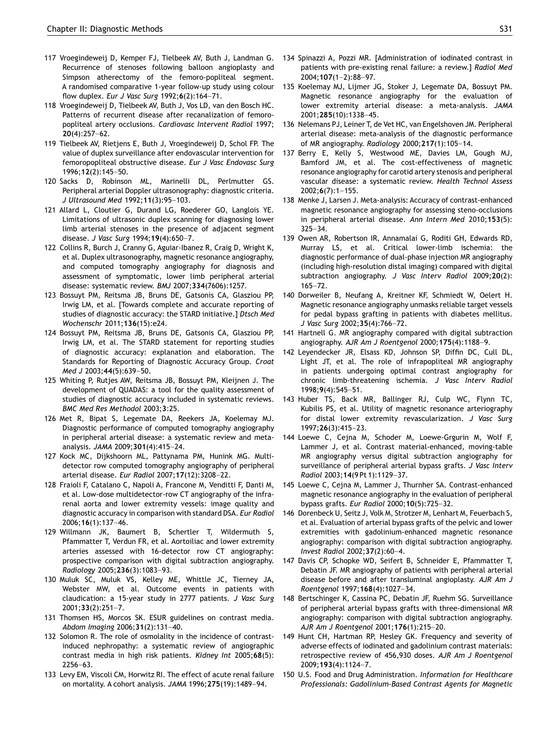117 Vroegindeweij D, Kemper FJ, Tielbeek AV, Buth J, Landman G. Recurrence of stenoses following balloon angioplasty and Simpson atherectomy of the femoro-popliteal segment. A randomised comparative 1-year follow-up study using colour flow duplex. *Eur J Vasc Surg* 1992;**6**(2):164–71.

118 Vroegindeweij D, Tielbeek AV, Buth J, Vos LD, van den Bosch HC. Patterns of recurrent disease after recanalization of femoropopliteal artery occlusions. *Cardiovasc Intervent Radiol* 1997; **20**(4):257–62.

119 Tielbeek AV, Rietjens E, Buth J, Vroegindeweij D, Schol FP. The value of duplex surveillance after endovascular intervention for femoropopliteal obstructive disease. *Eur J Vasc Endovasc Surg* 1996;**12**(2):145–50.

120 Sacks D, Robinson ML, Marinelli DL, Perlmutter GS. Peripheral arterial Doppler ultrasonography: diagnostic criteria. *J Ultrasound Med* 1992;**11**(3):95–103.

121 Allard L, Cloutier G, Durand LG, Roederer GO, Langlois YE. Limitations of ultrasonic duplex scanning for diagnosing lower limb arterial stenoses in the presence of adjacent segment disease. *J Vasc Surg* 1994;**19**(4):650–7.

122 Collins R, Burch J, Cranny G, Aguiar-Ibanez R, Craig D, Wright K, et al. Duplex ultrasonography, magnetic resonance angiography, and computed tomography angiography for diagnosis and assessment of symptomatic, lower limb peripheral arterial disease: systematic review. *BMJ* 2007;**334**(7606):1257.

123 Bossuyt PM, Reitsma JB, Bruns DE, Gatsonis CA, Glasziou PP, Irwig LM, et al. [Towards complete and accurate reporting of studies of diagnostic accuracy: the STARD initiative.] *Dtsch Med Wochenschr* 2011;**136**(15):e24.

124 Bossuyt PM, Reitsma JB, Bruns DE, Gatsonis CA, Glasziou PP, Irwig LM, et al. The STARD statement for reporting studies of diagnostic accuracy: explanation and elaboration. The Standards for Reporting of Diagnostic Accuracy Group. *Croat Med J* 2003;**44**(5):639–50.

125 Whiting P, Rutjes AW, Reitsma JB, Bossuyt PM, Kleijnen J. The development of QUADAS: a tool for the quality assessment of studies of diagnostic accuracy included in systematic reviews. *BMC Med Res Methodol* 2003;**3**:25.

126 Met R, Bipat S, Legemate DA, Reekers JA, Koelemay MJ. Diagnostic performance of computed tomography angiography in peripheral arterial disease: a systematic review and meta-analysis. *JAMA* 2009;**301**(4):415–24.

127 Kock MC, Dijkshoorn ML, Pattynama PM, Hunink MG. Multi-detector row computed tomography angiography of peripheral arterial disease. *Eur Radiol* 2007;**17**(12):3208–22.

128 Fraioli F, Catalano C, Napoli A, Francone M, Venditti F, Danti M, et al. Low-dose multidetector-row CT angiography of the infra-renal aorta and lower extremity vessels: image quality and diagnostic accuracy in comparison with standard DSA. *Eur Radiol* 2006;**16**(1):137–46.

129 Willmann JK, Baumert B, Schertler T, Wildermuth S, Pfammatter T, Verdun FR, et al. Aortoiliac and lower extremity arteries assessed with 16-detector row CT angiography: prospective comparison with digital subtraction angiography. *Radiology* 2005;**236**(3):1083–93.

130 Muluk SC, Muluk VS, Kelley ME, Whittle JC, Tierney JA, Webster MW, et al. Outcome events in patients with claudication: a 15-year study in 2777 patients. *J Vasc Surg* 2001;**33**(2):251–7.

131 Thomsen HS, Morcos SK. ESUR guidelines on contrast media. *Abdom Imaging* 2006;**31**(2):131–40.

132 Solomon R. The role of osmolality in the incidence of contrast-induced nephropathy: a systematic review of angiographic contrast media in high risk patients. *Kidney Int* 2005;**68**(5): 2256–63.

133 Levy EM, Viscoli CM, Horwitz RI. The effect of acute renal failure on mortality. A cohort analysis. *JAMA* 1996;**275**(19):1489–94.

134 Spinazzi A, Pozzi MR. [Administration of iodinated contrast in patients with pre-existing renal failure: a review.] *Radiol Med* 2004;**107**(1–2):88–97.

135 Koelemay MJ, Lijmer JG, Stoker J, Legemate DA, Bossuyt PM. Magnetic resonance angiography for the evaluation of lower extremity arterial disease: a meta-analysis. *JAMA* 2001;**285**(10):1338–45.

136 Nelemans PJ, Leiner T, de Vet HC, van Engelshoven JM. Peripheral arterial disease: meta-analysis of the diagnostic performance of MR angiography. *Radiology* 2000;**217**(1):105–14.

137 Berry E, Kelly S, Westwood ME, Davies LM, Gough MJ, Bamford JM, et al. The cost-effectiveness of magnetic resonance angiography for carotid artery stenosis and peripheral vascular disease: a systematic review. *Health Technol Assess* 2002;**6**(7):1–155.

138 Menke J, Larsen J. Meta-analysis: Accuracy of contrast-enhanced magnetic resonance angiography for assessing steno-occlusions in peripheral arterial disease. *Ann Intern Med* 2010;**153**(5): 325–34.

139 Owen AR, Robertson IR, Annamalai G, Roditi GH, Edwards RD, Murray LS, et al. Critical lower-limb ischemia: the diagnostic performance of dual-phase injection MR angiography (including high-resolution distal imaging) compared with digital subtraction angiography. *J Vasc Interv Radiol* 2009;**20**(2): 165–72.

140 Dorweiler B, Neufang A, Kreitner KF, Schmiedt W, Oelert H. Magnetic resonance angiography unmasks reliable target vessels for pedal bypass grafting in patients with diabetes mellitus. *J Vasc Surg* 2002;**35**(4):766–72.

141 Hartnell G. MR angiography compared with digital subtraction angiography. *AJR Am J Roentgenol* 2000;**175**(4):1188–9.

142 Leyendecker JR, Elsass KD, Johnson SP, Diffin DC, Cull DL, Light JT, et al. The role of infrapopliteal MR angiography in patients undergoing optimal contrast angiography for chronic limb-threatening ischemia. *J Vasc Interv Radiol* 1998;**9**(4):545–51.

143 Huber TS, Back MR, Ballinger RJ, Culp WC, Flynn TC, Kubilis PS, et al. Utility of magnetic resonance arteriography for distal lower extremity revascularization. *J Vasc Surg* 1997;**26**(3):415–23.

144 Loewe C, Cejna M, Schoder M, Loewe-Grgurin M, Wolf F, Lammer J, et al. Contrast material-enhanced, moving-table MR angiography versus digital subtraction angiography for surveillance of peripheral arterial bypass grafts. *J Vasc Interv Radiol* 2003;**14**(9 Pt 1):1129–37.

145 Loewe C, Cejna M, Lammer J, Thurnher SA. Contrast-enhanced magnetic resonance angiography in the evaluation of peripheral bypass grafts. *Eur Radiol* 2000;**10**(5):725–32.

146 Dorenbeck U, Seitz J, Volk M, Strotzer M, Lenhart M, Feuerbach S, et al. Evaluation of arterial bypass grafts of the pelvic and lower extremities with gadolinium-enhanced magnetic resonance angiography: comparison with digital subtraction angiography. *Invest Radiol* 2002;**37**(2):60–4.

147 Davis CP, Schopke WD, Seifert B, Schneider E, Pfammatter T, Debatin JF. MR angiography of patients with peripheral arterial disease before and after transluminal angioplasty. *AJR Am J Roentgenol* 1997;**168**(4):1027–34.

148 Bertschinger K, Cassina PC, Debatin JF, Ruehm SG. Surveillance of peripheral arterial bypass grafts with three-dimensional MR angiography: comparison with digital subtraction angiography. *AJR Am J Roentgenol* 2001;**176**(1):215–20.

149 Hunt CH, Hartman RP, Hesley GK. Frequency and severity of adverse effects of iodinated and gadolinium contrast materials: retrospective review of 456,930 doses. *AJR Am J Roentgenol* 2009;**193**(4):1124–7.

150 U.S. Food and Drug Administration. *Information for Healthcare Professionals: Gadolinium-Based Contrast Agents for Magnetic*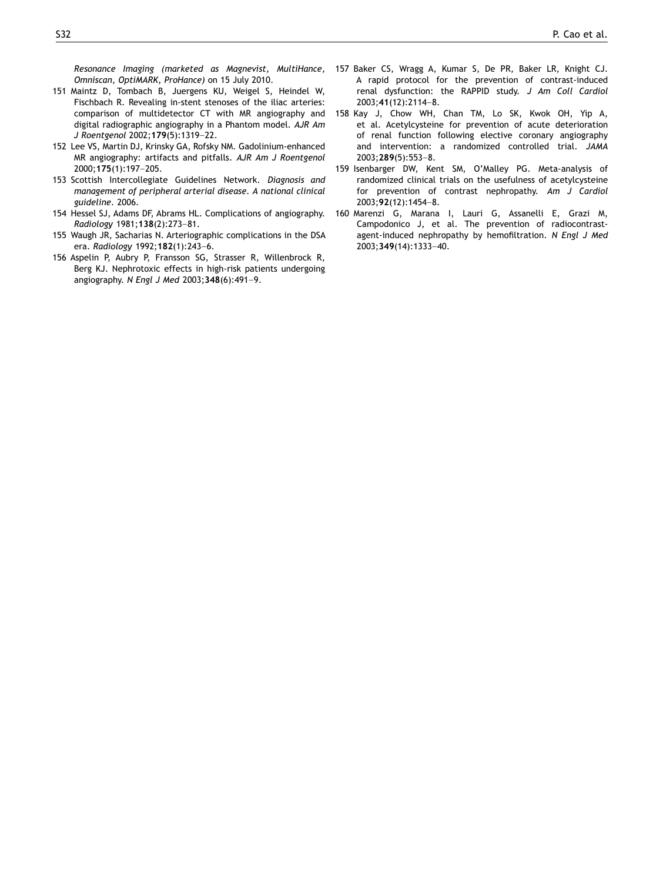*Resonance Imaging (marketed as Magnevist, MultiHance, Omniscan, OptiMARK, ProHance)* on 15 July 2010.

151 Maintz D, Tombach B, Juergens KU, Weigel S, Heindel W, Fischbach R. Revealing in-stent stenoses of the iliac arteries: comparison of multidetector CT with MR angiography and digital radiographic angiography in a Phantom model. *AJR Am J Roentgenol* 2002;**179**(5):1319–22.

152 Lee VS, Martin DJ, Krinsky GA, Rofsky NM. Gadolinium-enhanced MR angiography: artifacts and pitfalls. *AJR Am J Roentgenol* 2000;**175**(1):197–205.

153 Scottish Intercollegiate Guidelines Network. *Diagnosis and management of peripheral arterial disease. A national clinical guideline*. 2006.

154 Hessel SJ, Adams DF, Abrams HL. Complications of angiography. *Radiology* 1981;**138**(2):273–81.

155 Waugh JR, Sacharias N. Arteriographic complications in the DSA era. *Radiology* 1992;**182**(1):243–6.

156 Aspelin P, Aubry P, Fransson SG, Strasser R, Willenbrock R, Berg KJ. Nephrotoxic effects in high-risk patients undergoing angiography. *N Engl J Med* 2003;**348**(6):491–9.

157 Baker CS, Wragg A, Kumar S, De PR, Baker LR, Knight CJ. A rapid protocol for the prevention of contrast-induced renal dysfunction: the RAPPID study. *J Am Coll Cardiol* 2003;**41**(12):2114–8.

158 Kay J, Chow WH, Chan TM, Lo SK, Kwok OH, Yip A, et al. Acetylcysteine for prevention of acute deterioration of renal function following elective coronary angiography and intervention: a randomized controlled trial. *JAMA* 2003;**289**(5):553–8.

159 Isenbarger DW, Kent SM, O'Malley PG. Meta-analysis of randomized clinical trials on the usefulness of acetylcysteine for prevention of contrast nephropathy. *Am J Cardiol* 2003;**92**(12):1454–8.

160 Marenzi G, Marana I, Lauri G, Assanelli E, Grazi M, Campodonico J, et al. The prevention of radiocontrast-agent-induced nephropathy by hemofiltration. *N Engl J Med* 2003;**349**(14):1333–40.